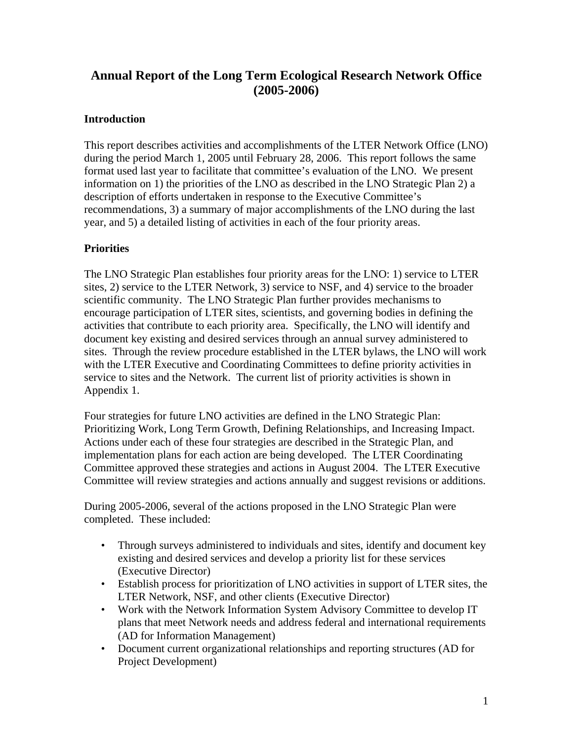# Annual Report of the Long Term Ecological Research Network Office (2005-2006)

## Introduction

This report describes activities and accomplishments of the LTER Network Office (LNO) during the period March 1, 2005 until February 28, 2006. This report follows the same format used last year to facilitate that committee's evaluation of the LNO. We present information on 1) the priorities of the LNO as described in the LNO Strategic Plan 2) a description of efforts undertaken in response to the Executive Committee's recommendations, 3) a summary of major accomplishments of the LNO during the last year, and 5) a detailed listing of activities in each of the four priority areas.

## Priorities

The LNO Strategic Plan establishes four priority areas for the LNO: 1) service to LTER sites, 2) service to the LTER Network, 3) service to NSF, and 4) service to the broader scientific community. The LNO Strategic Plan further provides mechanisms to encourage participation of LTER sites, scientists, and governing bodies in defining the activities that contribute to each priority area. Specifically, the LNO will identify and document key existing and desired services through an annual survey administered to sites. Through the review procedure established in the LTER bylaws, the LNO will work with the LTER Executive and Coordinating Committees to define priority activities in service to sites and the Network. The current list of priority activities is shown in Appendix 1.

Four strategies for future LNO activities are defined in the LNO Strategic Plan: Prioritizing Work, Long Term Growth, Defining Relationships, and Increasing Impact. Actions under each of these four strategies are described in the Strategic Plan, and implementation plans for each action are being developed. The LTER Coordinating Committee approved these strategies and actions in August 2004. The LTER Executive Committee will review strategies and actions annually and suggest revisions or additions.

During 2005-2006, several of the actions proposed in the LNO Strategic Plan were completed. These included:

- Through surveys administered to individuals and sites, identify and document key existing and desired services and develop a priority list for these services (Executive Director)
- Establish process for prioritization of LNO activities in support of LTER sites, the LTER Network, NSF, and other clients (Executive Director)
- Work with the Network Information System Advisory Committee to develop IT plans that meet Network needs and address federal and international requirements (AD for Information Management)
- Document current organizational relationships and reporting structures (AD for Project Development)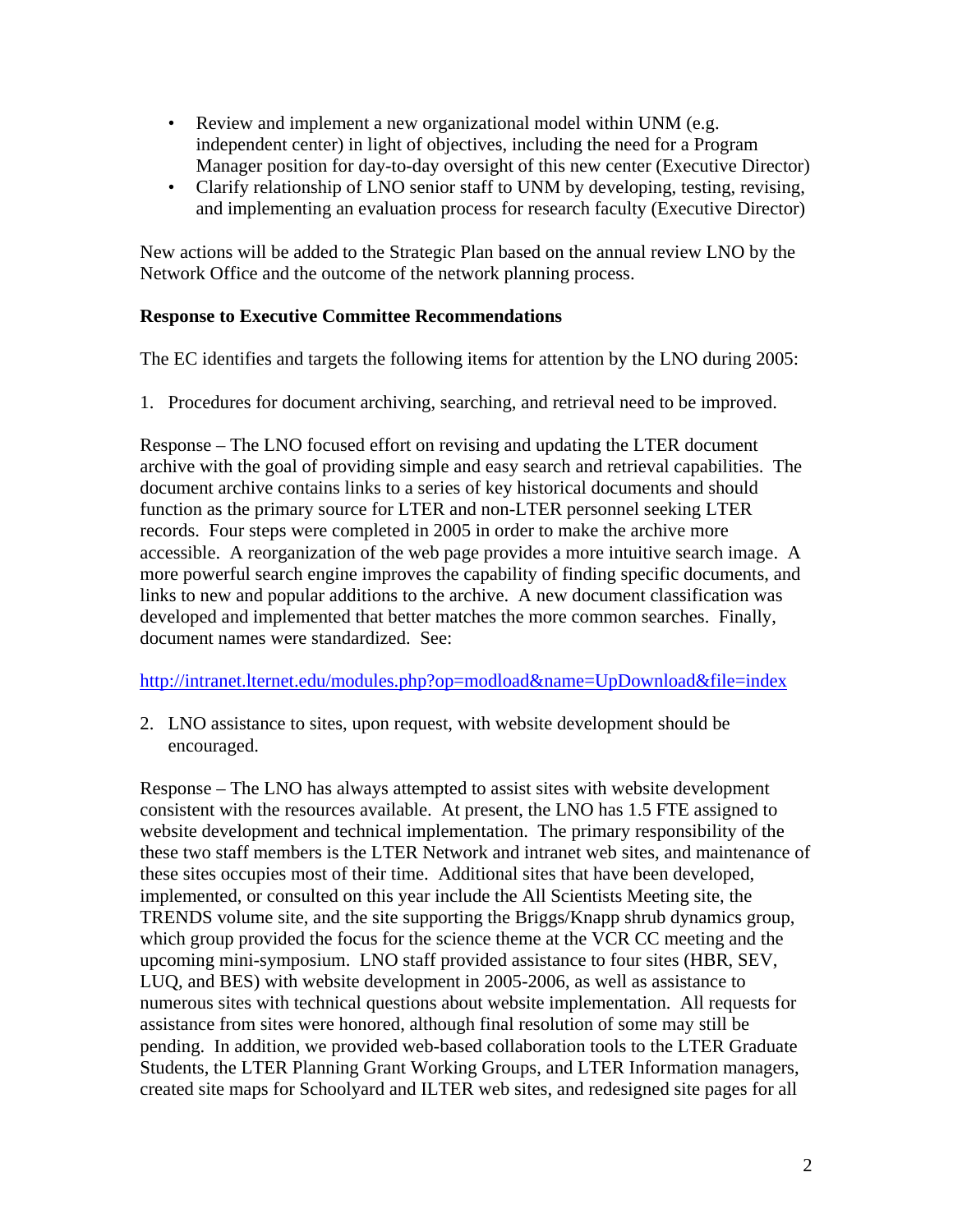- Review and implement a new organizational model within UNM (e.g. independent center) in light of objectives, including the need for a Program Manager position for day-to-day oversight of this new center (Executive Director)
- Clarify relationship of LNO senior staff to UNM by developing, testing, revising, and implementing an evaluation process for research faculty (Executive Director)

New actions will be added to the Strategic Plan based on the annual review LNO by the Network Office and the outcome of the network planning process.

**Response to Executive Committee Recommendations**

The EC identifies and targets the following items for attention by the LNO during 2005:

1. Procedures for document archiving, searching, and retrieval need to be improved.

Response – The LNO focused effort on revising and updating the LTER document archive with the goal of providing simple and easy search and retrieval capabilities. The document archive contains links to a series of key historical documents and should function as the primary source for LTER and non-LTER personnel seeking LTER records. Four steps were completed in 2005 in order to make the archive more accessible. A reorganization of the web page provides a more intuitive search image. A more powerful search engine improves the capability of finding specific documents, and links to new and popular additions to the archive. A new document classification was developed and implemented that better matches the more common searches. Finally, document names were standardized. See:

http://intranet.lternet.edu/modules.php?op=modload&name=UpDownload&file=index

2. LNO assistance to sites, upon request, with website development should be encouraged.

Response – The LNO has always attempted to assist sites with website development consistent with the resources available. At present, the LNO has 1.5 FTE assigned to website development and technical implementation. The primary responsibility of the these two staff members is the LTER Network and intranet web sites, and maintenance of these sites occupies most of their time. Additional sites that have been developed, implemented, or consulted on this year include the All Scientists Meeting site, the TRENDS volume site, and the site supporting the Briggs/Knapp shrub dynamics group, which group provided the focus for the science theme at the VCR CC meeting and the upcoming mini-symposium. LNO staff provided assistance to four sites (HBR, SEV, LUQ, and BES) with website development in 2005-2006, as well as assistance to numerous sites with technical questions about website implementation. All requests for assistance from sites were honored, although final resolution of some may still be pending. In addition, we provided web-based collaboration tools to the LTER Graduate Students, the LTER Planning Grant Working Groups, and LTER Information managers, created site maps for Schoolyard and ILTER web sites, and redesigned site pages for all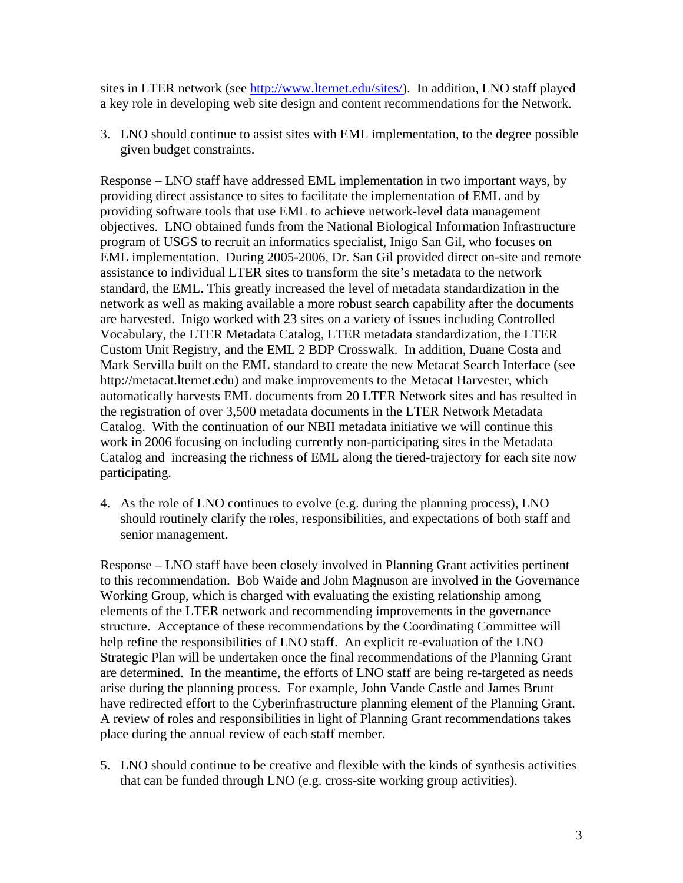sites in LTER network (see [http://www.lternet.edu/sites/](http://www.lternet.edu/sites/)). In addition, LNO staff played a key role in developing web site design and content recommendations for the Network.

3. LNO should continue to assist sites with EML implementation, to the degree possible given budget constraints.

Response – LNO staff have addressed EML implementation in two important ways, by providing direct assistance to sites to facilitate the implementation of EML and by providing software tools that use EML to achieve network-level data management objectives. LNO obtained funds from the National Biological Information Infrastructure program of USGS to recruit an informatics specialist, Inigo San Gil, who focuses on EML implementation. During 2005-2006, Dr. San Gil provided direct on-site and remote assistance to individual LTER sites to transform the site's metadata to the network standard, the EML. This greatly increased the level of metadata standardization in the network as well as making available a more robust search capability after the documents are harvested. Inigo worked with 23 sites on a variety of issues including Controlled Vocabulary, the LTER Metadata Catalog, LTER metadata standardization, the LTER Custom Unit Registry, and the EML 2 BDP Crosswalk. In addition, Duane Costa and Mark Servilla built on the EML standard to create the new Metacat Search Interface (see http://metacat.lternet.edu) and make improvements to the Metacat Harvester, which automatically harvests EML documents from 20 LTER Network sites and has resulted in the registration of over 3,500 metadata documents in the LTER Network Metadata Catalog. With the continuation of our NBII metadata initiative we will continue this work in 2006 focusing on including currently non-participating sites in the Metadata Catalog and increasing the richness of EML along the tiered-trajectory for each site now participating.

4. As the role of LNO continues to evolve (e.g. during the planning process), LNO should routinely clarify the roles, responsibilities, and expectations of both staff and senior management.

Response – LNO staff have been closely involved in Planning Grant activities pertinent to this recommendation. Bob Waide and John Magnuson are involved in the Governance Working Group, which is charged with evaluating the existing relationship among elements of the LTER network and recommending improvements in the governance structure. Acceptance of these recommendations by the Coordinating Committee will help refine the responsibilities of LNO staff. An explicit re-evaluation of the LNO Strategic Plan will be undertaken once the final recommendations of the Planning Grant are determined. In the meantime, the efforts of LNO staff are being re-targeted as needs arise during the planning process. For example, John Vande Castle and James Brunt have redirected effort to the Cyberinfrastructure planning element of the Planning Grant. A review of roles and responsibilities in light of Planning Grant recommendations takes place during the annual review of each staff member.

5. LNO should continue to be creative and flexible with the kinds of synthesis activities that can be funded through LNO (e.g. cross-site working group activities).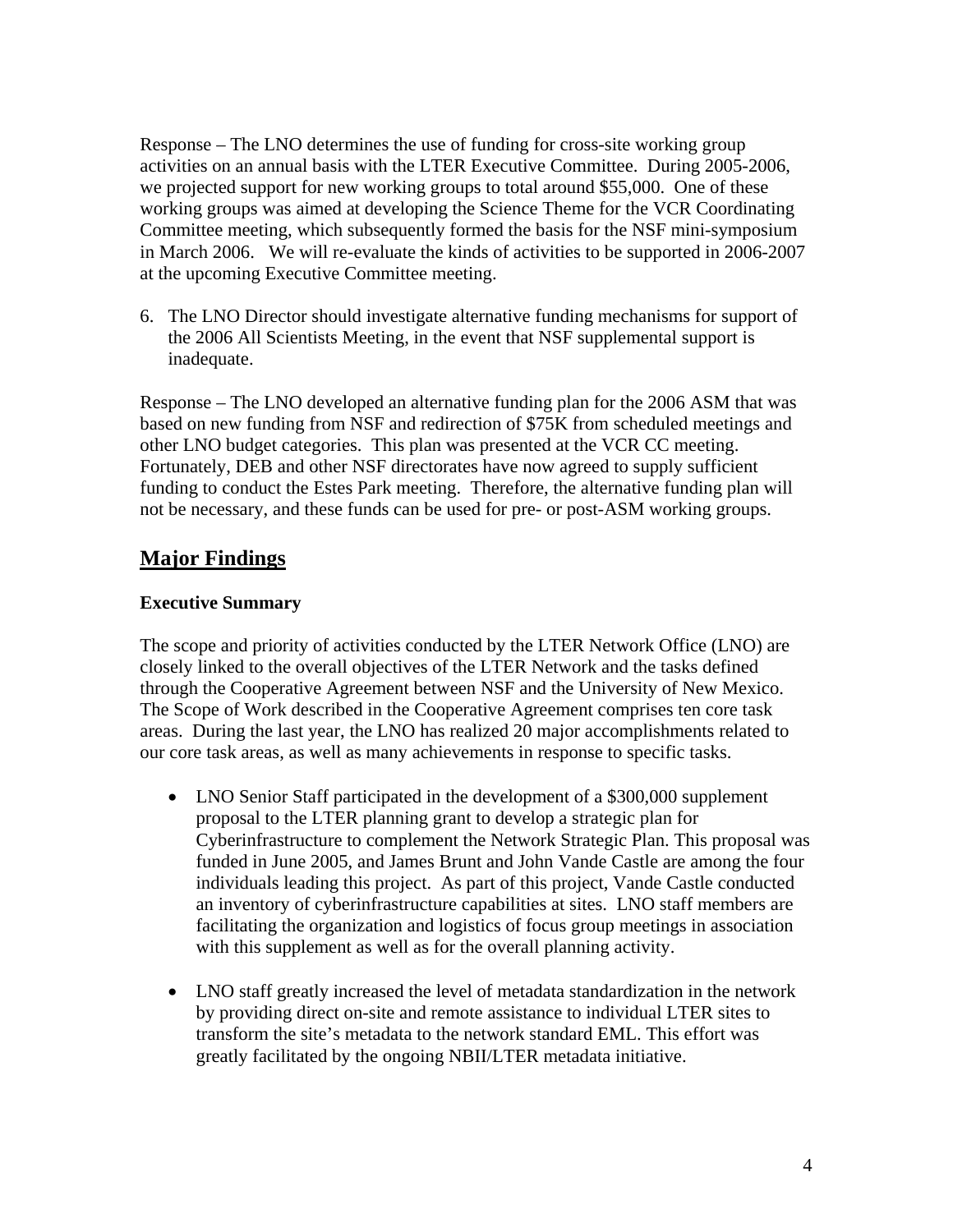Response – The LNO determines the use of funding for cross-site working group activities on an annual basis with the LTER Executive Committee. During 2005-2006, we projected support for new working groups to total around $55,000. One of these working groups was aimed at developing the Science Theme for the VCR Coordinating Committee meeting, which subsequently formed the basis for the NSF mini-symposium in March 2006. We will re-evaluate the kinds of activities to be supported in 2006-2007 at the upcoming Executive Committee meeting.

6. The LNO Director should investigate alternative funding mechanisms for support of the 2006 All Scientists Meeting, in the event that NSF supplemental support is inadequate.

Response – The LNO developed an alternative funding plan for the 2006 ASM that was based on new funding from NSF and redirection of $75K from scheduled meetings and other LNO budget categories. This plan was presented at the VCR CC meeting. Fortunately, DEB and other NSF directorates have now agreed to supply sufficient funding to conduct the Estes Park meeting. Therefore, the alternative funding plan will not be necessary, and these funds can be used for pre- or post-ASM working groups.

## Major Findings

### Executive Summary

The scope and priority of activities conducted by the LTER Network Office (LNO) are closely linked to the overall objectives of the LTER Network and the tasks defined through the Cooperative Agreement between NSF and the University of New Mexico. The Scope of Work described in the Cooperative Agreement comprises ten core task areas. During the last year, the LNO has realized 20 major accomplishments related to our core task areas, as well as many achievements in response to specific tasks.

- LNO Senior Staff participated in the development of a $300,000 supplement proposal to the LTER planning grant to develop a strategic plan for Cyberinfrastructure to complement the Network Strategic Plan. This proposal was funded in June 2005, and James Brunt and John Vande Castle are among the four individuals leading this project. As part of this project, Vande Castle conducted an inventory of cyberinfrastructure capabilities at sites. LNO staff members are facilitating the organization and logistics of focus group meetings in association with this supplement as well as for the overall planning activity.

- LNO staff greatly increased the level of metadata standardization in the network by providing direct on-site and remote assistance to individual LTER sites to transform the site's metadata to the network standard EML. This effort was greatly facilitated by the ongoing NBII/LTER metadata initiative.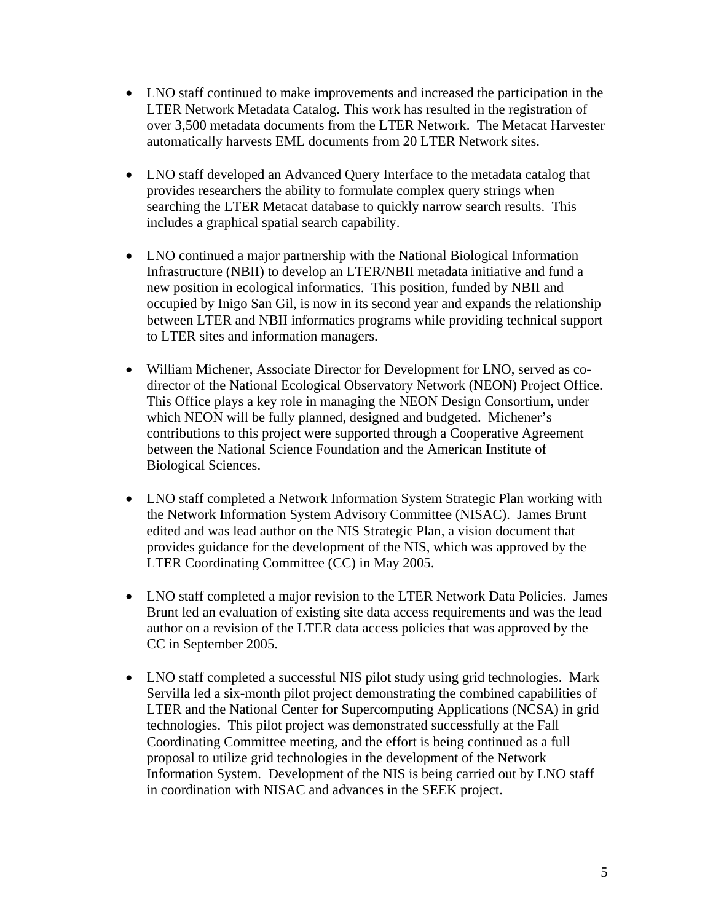- LNO staff continued to make improvements and increased the participation in the LTER Network Metadata Catalog. This work has resulted in the registration of over 3,500 metadata documents from the LTER Network. The Metacat Harvester automatically harvests EML documents from 20 LTER Network sites.

- LNO staff developed an Advanced Query Interface to the metadata catalog that provides researchers the ability to formulate complex query strings when searching the LTER Metacat database to quickly narrow search results. This includes a graphical spatial search capability.

- LNO continued a major partnership with the National Biological Information Infrastructure (NBII) to develop an LTER/NBII metadata initiative and fund a new position in ecological informatics. This position, funded by NBII and occupied by Inigo San Gil, is now in its second year and expands the relationship between LTER and NBII informatics programs while providing technical support to LTER sites and information managers.

- William Michener, Associate Director for Development for LNO, served as co-director of the National Ecological Observatory Network (NEON) Project Office. This Office plays a key role in managing the NEON Design Consortium, under which NEON will be fully planned, designed and budgeted. Michener's contributions to this project were supported through a Cooperative Agreement between the National Science Foundation and the American Institute of Biological Sciences.

- LNO staff completed a Network Information System Strategic Plan working with the Network Information System Advisory Committee (NISAC). James Brunt edited and was lead author on the NIS Strategic Plan, a vision document that provides guidance for the development of the NIS, which was approved by the LTER Coordinating Committee (CC) in May 2005.

- LNO staff completed a major revision to the LTER Network Data Policies. James Brunt led an evaluation of existing site data access requirements and was the lead author on a revision of the LTER data access policies that was approved by the CC in September 2005.

- LNO staff completed a successful NIS pilot study using grid technologies. Mark Servilla led a six-month pilot project demonstrating the combined capabilities of LTER and the National Center for Supercomputing Applications (NCSA) in grid technologies. This pilot project was demonstrated successfully at the Fall Coordinating Committee meeting, and the effort is being continued as a full proposal to utilize grid technologies in the development of the Network Information System. Development of the NIS is being carried out by LNO staff in coordination with NISAC and advances in the SEEK project.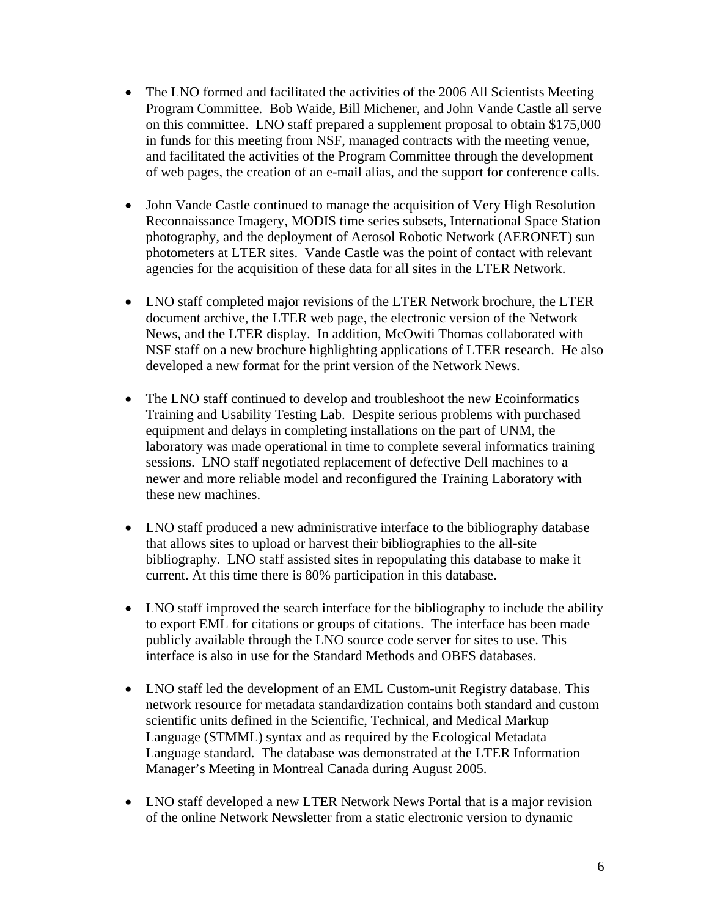- The LNO formed and facilitated the activities of the 2006 All Scientists Meeting Program Committee. Bob Waide, Bill Michener, and John Vande Castle all serve on this committee. LNO staff prepared a supplement proposal to obtain $175,000 in funds for this meeting from NSF, managed contracts with the meeting venue, and facilitated the activities of the Program Committee through the development of web pages, the creation of an e-mail alias, and the support for conference calls.

- John Vande Castle continued to manage the acquisition of Very High Resolution Reconnaissance Imagery, MODIS time series subsets, International Space Station photography, and the deployment of Aerosol Robotic Network (AERONET) sun photometers at LTER sites. Vande Castle was the point of contact with relevant agencies for the acquisition of these data for all sites in the LTER Network.

- LNO staff completed major revisions of the LTER Network brochure, the LTER document archive, the LTER web page, the electronic version of the Network News, and the LTER display. In addition, McOwiti Thomas collaborated with NSF staff on a new brochure highlighting applications of LTER research. He also developed a new format for the print version of the Network News.

- The LNO staff continued to develop and troubleshoot the new Ecoinformatics Training and Usability Testing Lab. Despite serious problems with purchased equipment and delays in completing installations on the part of UNM, the laboratory was made operational in time to complete several informatics training sessions. LNO staff negotiated replacement of defective Dell machines to a newer and more reliable model and reconfigured the Training Laboratory with these new machines.

- LNO staff produced a new administrative interface to the bibliography database that allows sites to upload or harvest their bibliographies to the all-site bibliography. LNO staff assisted sites in repopulating this database to make it current. At this time there is 80% participation in this database.

- LNO staff improved the search interface for the bibliography to include the ability to export EML for citations or groups of citations. The interface has been made publicly available through the LNO source code server for sites to use. This interface is also in use for the Standard Methods and OBFS databases.

- LNO staff led the development of an EML Custom-unit Registry database. This network resource for metadata standardization contains both standard and custom scientific units defined in the Scientific, Technical, and Medical Markup Language (STMML) syntax and as required by the Ecological Metadata Language standard. The database was demonstrated at the LTER Information Manager's Meeting in Montreal Canada during August 2005.

- LNO staff developed a new LTER Network News Portal that is a major revision of the online Network Newsletter from a static electronic version to dynamic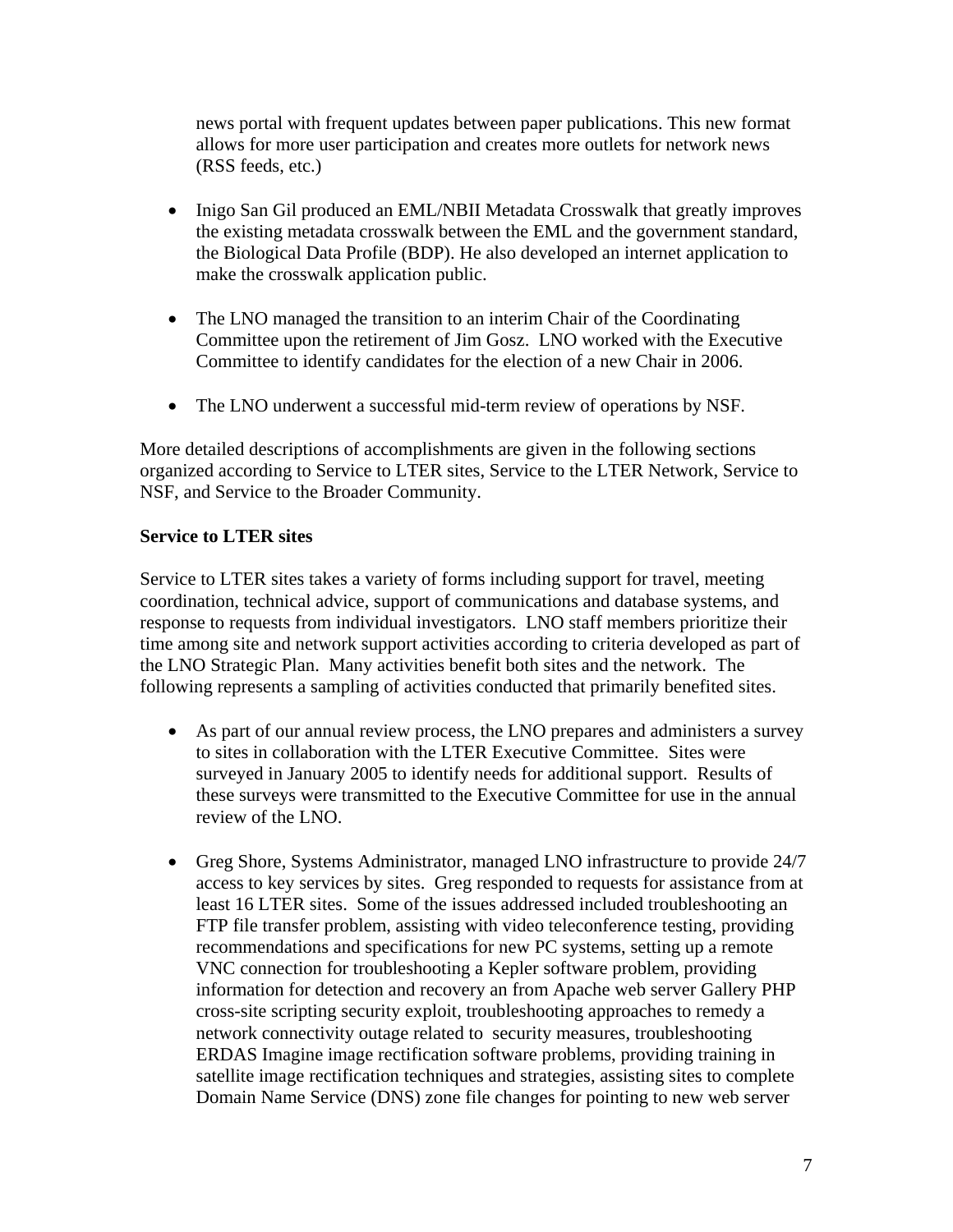news portal with frequent updates between paper publications. This new format allows for more user participation and creates more outlets for network news (RSS feeds, etc.)

- Inigo San Gil produced an EML/NBII Metadata Crosswalk that greatly improves the existing metadata crosswalk between the EML and the government standard, the Biological Data Profile (BDP). He also developed an internet application to make the crosswalk application public.

- The LNO managed the transition to an interim Chair of the Coordinating Committee upon the retirement of Jim Gosz. LNO worked with the Executive Committee to identify candidates for the election of a new Chair in 2006.

- The LNO underwent a successful mid-term review of operations by NSF.

More detailed descriptions of accomplishments are given in the following sections organized according to Service to LTER sites, Service to the LTER Network, Service to NSF, and Service to the Broader Community.

**Service to LTER sites**

Service to LTER sites takes a variety of forms including support for travel, meeting coordination, technical advice, support of communications and database systems, and response to requests from individual investigators. LNO staff members prioritize their time among site and network support activities according to criteria developed as part of the LNO Strategic Plan. Many activities benefit both sites and the network. The following represents a sampling of activities conducted that primarily benefited sites.

- As part of our annual review process, the LNO prepares and administers a survey to sites in collaboration with the LTER Executive Committee. Sites were surveyed in January 2005 to identify needs for additional support. Results of these surveys were transmitted to the Executive Committee for use in the annual review of the LNO.

- Greg Shore, Systems Administrator, managed LNO infrastructure to provide 24/7 access to key services by sites. Greg responded to requests for assistance from at least 16 LTER sites. Some of the issues addressed included troubleshooting an FTP file transfer problem, assisting with video teleconference testing, providing recommendations and specifications for new PC systems, setting up a remote VNC connection for troubleshooting a Kepler software problem, providing information for detection and recovery an from Apache web server Gallery PHP cross-site scripting security exploit, troubleshooting approaches to remedy a network connectivity outage related to security measures, troubleshooting ERDAS Imagine image rectification software problems, providing training in satellite image rectification techniques and strategies, assisting sites to complete Domain Name Service (DNS) zone file changes for pointing to new web server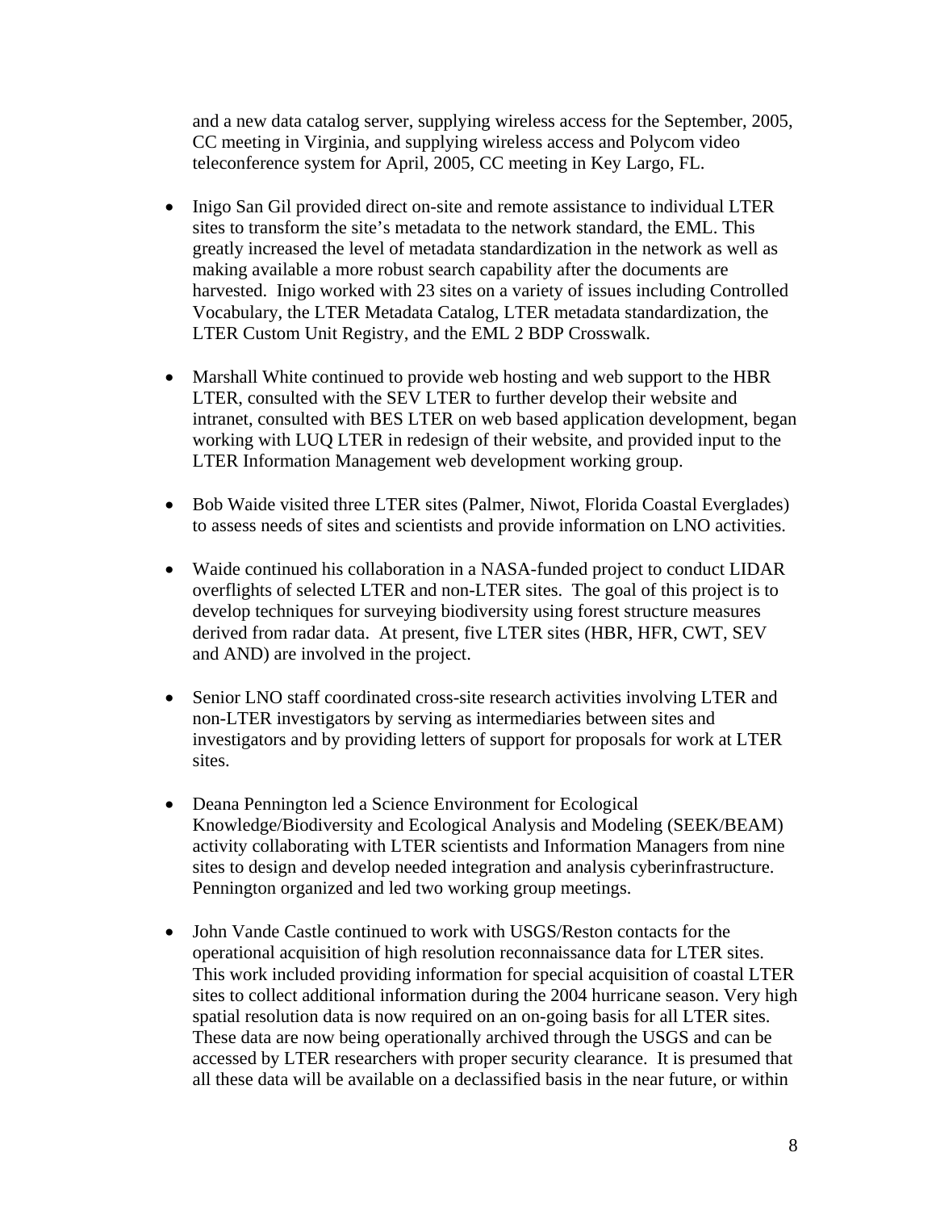and a new data catalog server, supplying wireless access for the September, 2005, CC meeting in Virginia, and supplying wireless access and Polycom video teleconference system for April, 2005, CC meeting in Key Largo, FL.

- Inigo San Gil provided direct on-site and remote assistance to individual LTER sites to transform the site's metadata to the network standard, the EML. This greatly increased the level of metadata standardization in the network as well as making available a more robust search capability after the documents are harvested. Inigo worked with 23 sites on a variety of issues including Controlled Vocabulary, the LTER Metadata Catalog, LTER metadata standardization, the LTER Custom Unit Registry, and the EML 2 BDP Crosswalk.

- Marshall White continued to provide web hosting and web support to the HBR LTER, consulted with the SEV LTER to further develop their website and intranet, consulted with BES LTER on web based application development, began working with LUQ LTER in redesign of their website, and provided input to the LTER Information Management web development working group.

- Bob Waide visited three LTER sites (Palmer, Niwot, Florida Coastal Everglades) to assess needs of sites and scientists and provide information on LNO activities.

- Waide continued his collaboration in a NASA-funded project to conduct LIDAR overflights of selected LTER and non-LTER sites. The goal of this project is to develop techniques for surveying biodiversity using forest structure measures derived from radar data. At present, five LTER sites (HBR, HFR, CWT, SEV and AND) are involved in the project.

- Senior LNO staff coordinated cross-site research activities involving LTER and non-LTER investigators by serving as intermediaries between sites and investigators and by providing letters of support for proposals for work at LTER sites.

- Deana Pennington led a Science Environment for Ecological Knowledge/Biodiversity and Ecological Analysis and Modeling (SEEK/BEAM) activity collaborating with LTER scientists and Information Managers from nine sites to design and develop needed integration and analysis cyberinfrastructure. Pennington organized and led two working group meetings.

- John Vande Castle continued to work with USGS/Reston contacts for the operational acquisition of high resolution reconnaissance data for LTER sites. This work included providing information for special acquisition of coastal LTER sites to collect additional information during the 2004 hurricane season. Very high spatial resolution data is now required on an on-going basis for all LTER sites. These data are now being operationally archived through the USGS and can be accessed by LTER researchers with proper security clearance. It is presumed that all these data will be available on a declassified basis in the near future, or within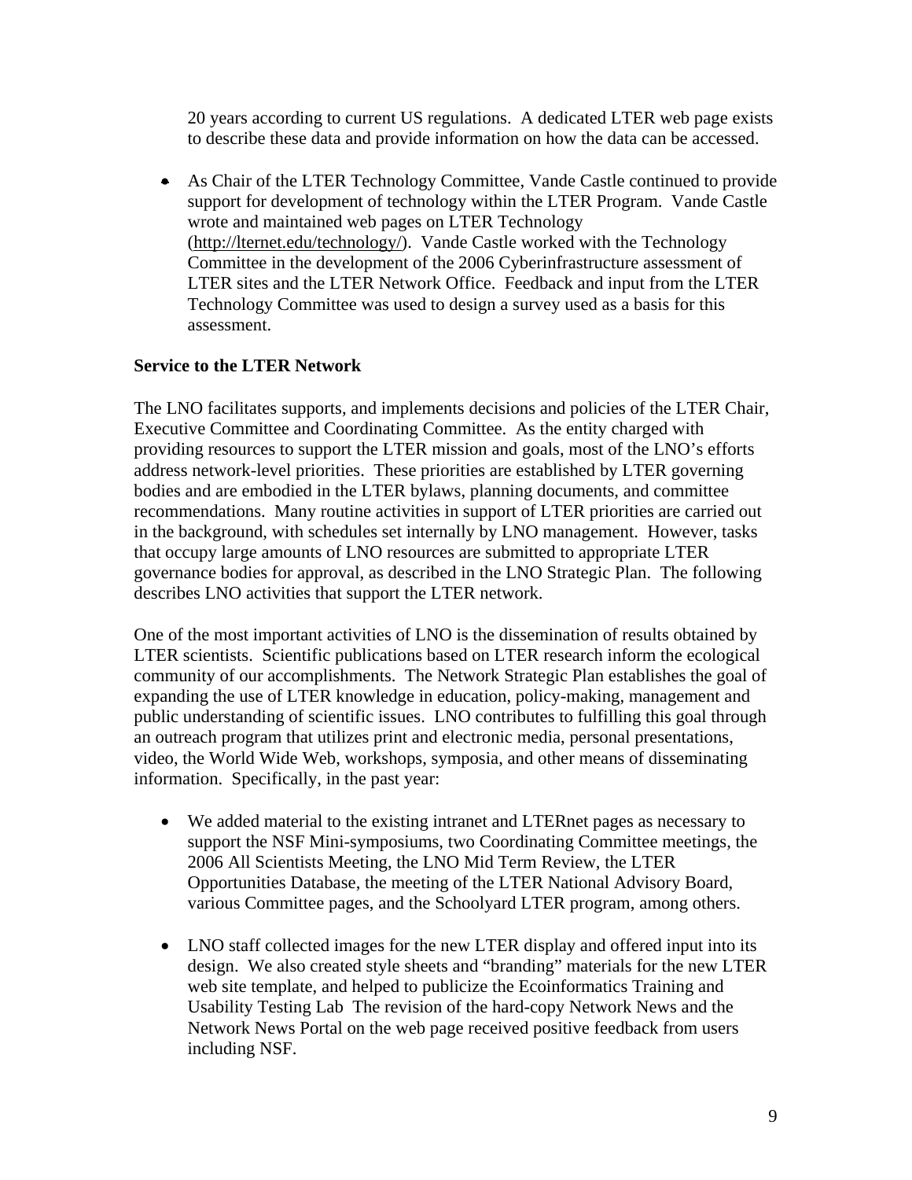20 years according to current US regulations.  A dedicated LTER web page exists to describe these data and provide information on how the data can be accessed.

- As Chair of the LTER Technology Committee, Vande Castle continued to provide support for development of technology within the LTER Program.  Vande Castle wrote and maintained web pages on LTER Technology (http://lternet.edu/technology/).  Vande Castle worked with the Technology Committee in the development of the 2006 Cyberinfrastructure assessment of LTER sites and the LTER Network Office.  Feedback and input from the LTER Technology Committee was used to design a survey used as a basis for this assessment.

**Service to the LTER Network**

The LNO facilitates supports, and implements decisions and policies of the LTER Chair, Executive Committee and Coordinating Committee.  As the entity charged with providing resources to support the LTER mission and goals, most of the LNO's efforts address network-level priorities.  These priorities are established by LTER governing bodies and are embodied in the LTER bylaws, planning documents, and committee recommendations.  Many routine activities in support of LTER priorities are carried out in the background, with schedules set internally by LNO management.  However, tasks that occupy large amounts of LNO resources are submitted to appropriate LTER governance bodies for approval, as described in the LNO Strategic Plan.  The following describes LNO activities that support the LTER network.

One of the most important activities of LNO is the dissemination of results obtained by LTER scientists.  Scientific publications based on LTER research inform the ecological community of our accomplishments.  The Network Strategic Plan establishes the goal of expanding the use of LTER knowledge in education, policy-making, management and public understanding of scientific issues.  LNO contributes to fulfilling this goal through an outreach program that utilizes print and electronic media, personal presentations, video, the World Wide Web, workshops, symposia, and other means of disseminating information.  Specifically, in the past year:

- We added material to the existing intranet and LTERnet pages as necessary to support the NSF Mini-symposiums, two Coordinating Committee meetings, the 2006 All Scientists Meeting, the LNO Mid Term Review, the LTER Opportunities Database, the meeting of the LTER National Advisory Board, various Committee pages, and the Schoolyard LTER program, among others.

- LNO staff collected images for the new LTER display and offered input into its design.  We also created style sheets and "branding" materials for the new LTER web site template, and helped to publicize the Ecoinformatics Training and Usability Testing Lab  The revision of the hard-copy Network News and the Network News Portal on the web page received positive feedback from users including NSF.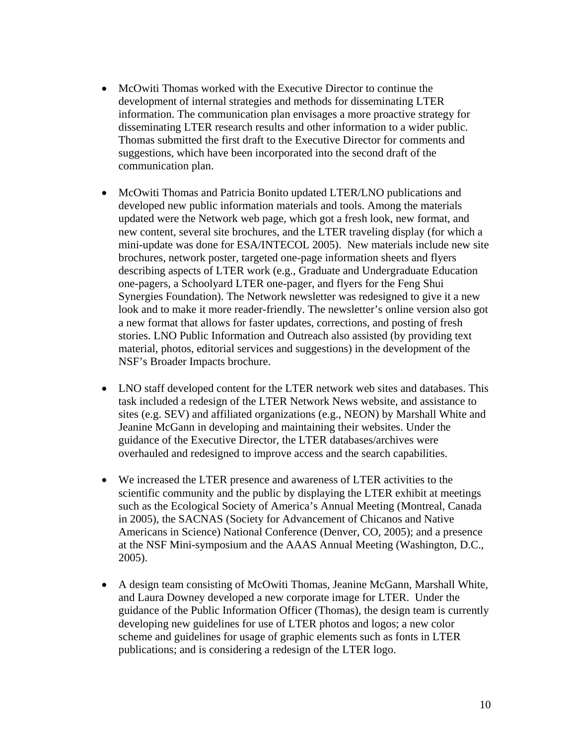- McOwiti Thomas worked with the Executive Director to continue the development of internal strategies and methods for disseminating LTER information. The communication plan envisages a more proactive strategy for disseminating LTER research results and other information to a wider public. Thomas submitted the first draft to the Executive Director for comments and suggestions, which have been incorporated into the second draft of the communication plan.

- McOwiti Thomas and Patricia Bonito updated LTER/LNO publications and developed new public information materials and tools. Among the materials updated were the Network web page, which got a fresh look, new format, and new content, several site brochures, and the LTER traveling display (for which a mini-update was done for ESA/INTECOL 2005). New materials include new site brochures, network poster, targeted one-page information sheets and flyers describing aspects of LTER work (e.g., Graduate and Undergraduate Education one-pagers, a Schoolyard LTER one-pager, and flyers for the Feng Shui Synergies Foundation). The Network newsletter was redesigned to give it a new look and to make it more reader-friendly. The newsletter's online version also got a new format that allows for faster updates, corrections, and posting of fresh stories. LNO Public Information and Outreach also assisted (by providing text material, photos, editorial services and suggestions) in the development of the NSF's Broader Impacts brochure.

- LNO staff developed content for the LTER network web sites and databases. This task included a redesign of the LTER Network News website, and assistance to sites (e.g. SEV) and affiliated organizations (e.g., NEON) by Marshall White and Jeanine McGann in developing and maintaining their websites. Under the guidance of the Executive Director, the LTER databases/archives were overhauled and redesigned to improve access and the search capabilities.

- We increased the LTER presence and awareness of LTER activities to the scientific community and the public by displaying the LTER exhibit at meetings such as the Ecological Society of America's Annual Meeting (Montreal, Canada in 2005), the SACNAS (Society for Advancement of Chicanos and Native Americans in Science) National Conference (Denver, CO, 2005); and a presence at the NSF Mini-symposium and the AAAS Annual Meeting (Washington, D.C., 2005).

- A design team consisting of McOwiti Thomas, Jeanine McGann, Marshall White, and Laura Downey developed a new corporate image for LTER. Under the guidance of the Public Information Officer (Thomas), the design team is currently developing new guidelines for use of LTER photos and logos; a new color scheme and guidelines for usage of graphic elements such as fonts in LTER publications; and is considering a redesign of the LTER logo.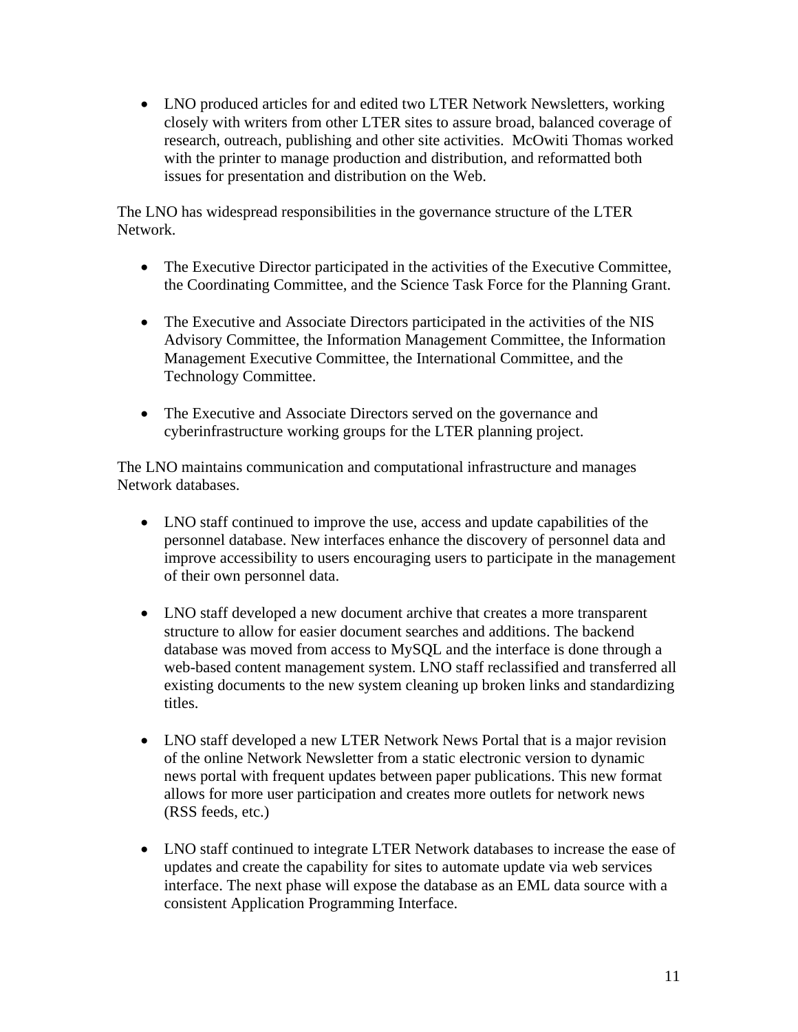- LNO produced articles for and edited two LTER Network Newsletters, working closely with writers from other LTER sites to assure broad, balanced coverage of research, outreach, publishing and other site activities. McOwiti Thomas worked with the printer to manage production and distribution, and reformatted both issues for presentation and distribution on the Web.

The LNO has widespread responsibilities in the governance structure of the LTER Network.

- The Executive Director participated in the activities of the Executive Committee, the Coordinating Committee, and the Science Task Force for the Planning Grant.

- The Executive and Associate Directors participated in the activities of the NIS Advisory Committee, the Information Management Committee, the Information Management Executive Committee, the International Committee, and the Technology Committee.

- The Executive and Associate Directors served on the governance and cyberinfrastructure working groups for the LTER planning project.

The LNO maintains communication and computational infrastructure and manages Network databases.

- LNO staff continued to improve the use, access and update capabilities of the personnel database. New interfaces enhance the discovery of personnel data and improve accessibility to users encouraging users to participate in the management of their own personnel data.

- LNO staff developed a new document archive that creates a more transparent structure to allow for easier document searches and additions. The backend database was moved from access to MySQL and the interface is done through a web-based content management system. LNO staff reclassified and transferred all existing documents to the new system cleaning up broken links and standardizing titles.

- LNO staff developed a new LTER Network News Portal that is a major revision of the online Network Newsletter from a static electronic version to dynamic news portal with frequent updates between paper publications. This new format allows for more user participation and creates more outlets for network news (RSS feeds, etc.)

- LNO staff continued to integrate LTER Network databases to increase the ease of updates and create the capability for sites to automate update via web services interface. The next phase will expose the database as an EML data source with a consistent Application Programming Interface.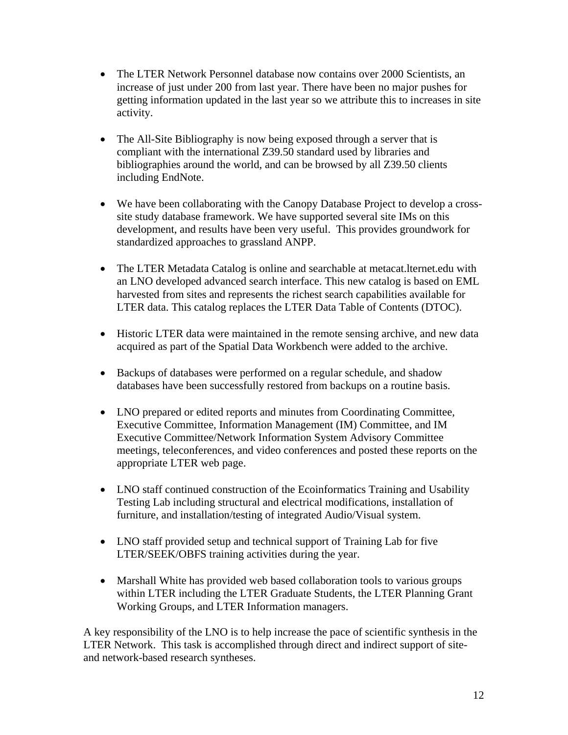- The LTER Network Personnel database now contains over 2000 Scientists, an increase of just under 200 from last year. There have been no major pushes for getting information updated in the last year so we attribute this to increases in site activity.

- The All-Site Bibliography is now being exposed through a server that is compliant with the international Z39.50 standard used by libraries and bibliographies around the world, and can be browsed by all Z39.50 clients including EndNote.

- We have been collaborating with the Canopy Database Project to develop a cross-site study database framework. We have supported several site IMs on this development, and results have been very useful. This provides groundwork for standardized approaches to grassland ANPP.

- The LTER Metadata Catalog is online and searchable at metacat.lternet.edu with an LNO developed advanced search interface. This new catalog is based on EML harvested from sites and represents the richest search capabilities available for LTER data. This catalog replaces the LTER Data Table of Contents (DTOC).

- Historic LTER data were maintained in the remote sensing archive, and new data acquired as part of the Spatial Data Workbench were added to the archive.

- Backups of databases were performed on a regular schedule, and shadow databases have been successfully restored from backups on a routine basis.

- LNO prepared or edited reports and minutes from Coordinating Committee, Executive Committee, Information Management (IM) Committee, and IM Executive Committee/Network Information System Advisory Committee meetings, teleconferences, and video conferences and posted these reports on the appropriate LTER web page.

- LNO staff continued construction of the Ecoinformatics Training and Usability Testing Lab including structural and electrical modifications, installation of furniture, and installation/testing of integrated Audio/Visual system.

- LNO staff provided setup and technical support of Training Lab for five LTER/SEEK/OBFS training activities during the year.

- Marshall White has provided web based collaboration tools to various groups within LTER including the LTER Graduate Students, the LTER Planning Grant Working Groups, and LTER Information managers.

A key responsibility of the LNO is to help increase the pace of scientific synthesis in the LTER Network. This task is accomplished through direct and indirect support of site- and network-based research syntheses.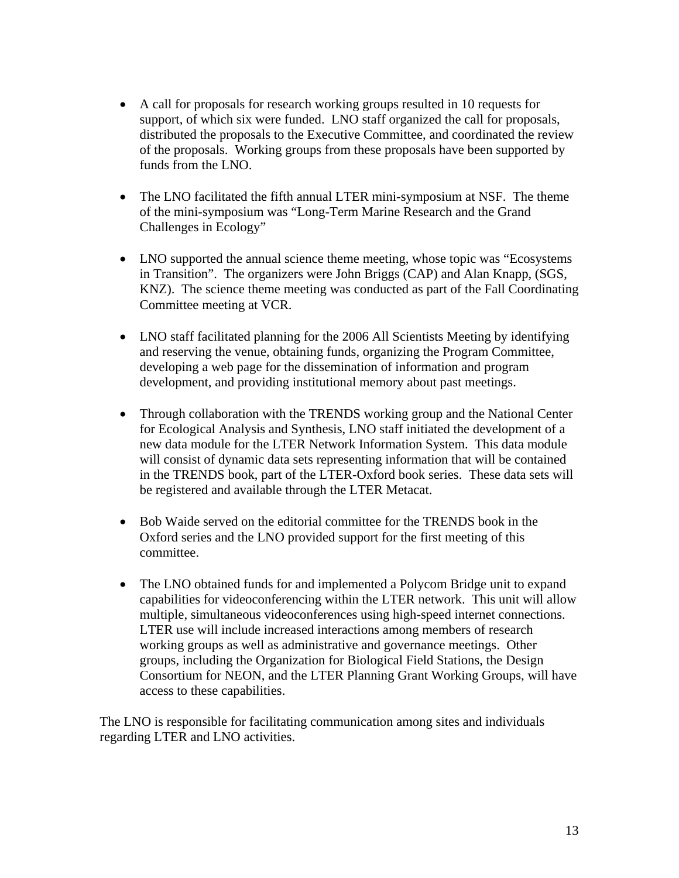- A call for proposals for research working groups resulted in 10 requests for support, of which six were funded. LNO staff organized the call for proposals, distributed the proposals to the Executive Committee, and coordinated the review of the proposals. Working groups from these proposals have been supported by funds from the LNO.

- The LNO facilitated the fifth annual LTER mini-symposium at NSF. The theme of the mini-symposium was "Long-Term Marine Research and the Grand Challenges in Ecology"

- LNO supported the annual science theme meeting, whose topic was "Ecosystems in Transition". The organizers were John Briggs (CAP) and Alan Knapp, (SGS, KNZ). The science theme meeting was conducted as part of the Fall Coordinating Committee meeting at VCR.

- LNO staff facilitated planning for the 2006 All Scientists Meeting by identifying and reserving the venue, obtaining funds, organizing the Program Committee, developing a web page for the dissemination of information and program development, and providing institutional memory about past meetings.

- Through collaboration with the TRENDS working group and the National Center for Ecological Analysis and Synthesis, LNO staff initiated the development of a new data module for the LTER Network Information System. This data module will consist of dynamic data sets representing information that will be contained in the TRENDS book, part of the LTER-Oxford book series. These data sets will be registered and available through the LTER Metacat.

- Bob Waide served on the editorial committee for the TRENDS book in the Oxford series and the LNO provided support for the first meeting of this committee.

- The LNO obtained funds for and implemented a Polycom Bridge unit to expand capabilities for videoconferencing within the LTER network. This unit will allow multiple, simultaneous videoconferences using high-speed internet connections. LTER use will include increased interactions among members of research working groups as well as administrative and governance meetings. Other groups, including the Organization for Biological Field Stations, the Design Consortium for NEON, and the LTER Planning Grant Working Groups, will have access to these capabilities.

The LNO is responsible for facilitating communication among sites and individuals regarding LTER and LNO activities.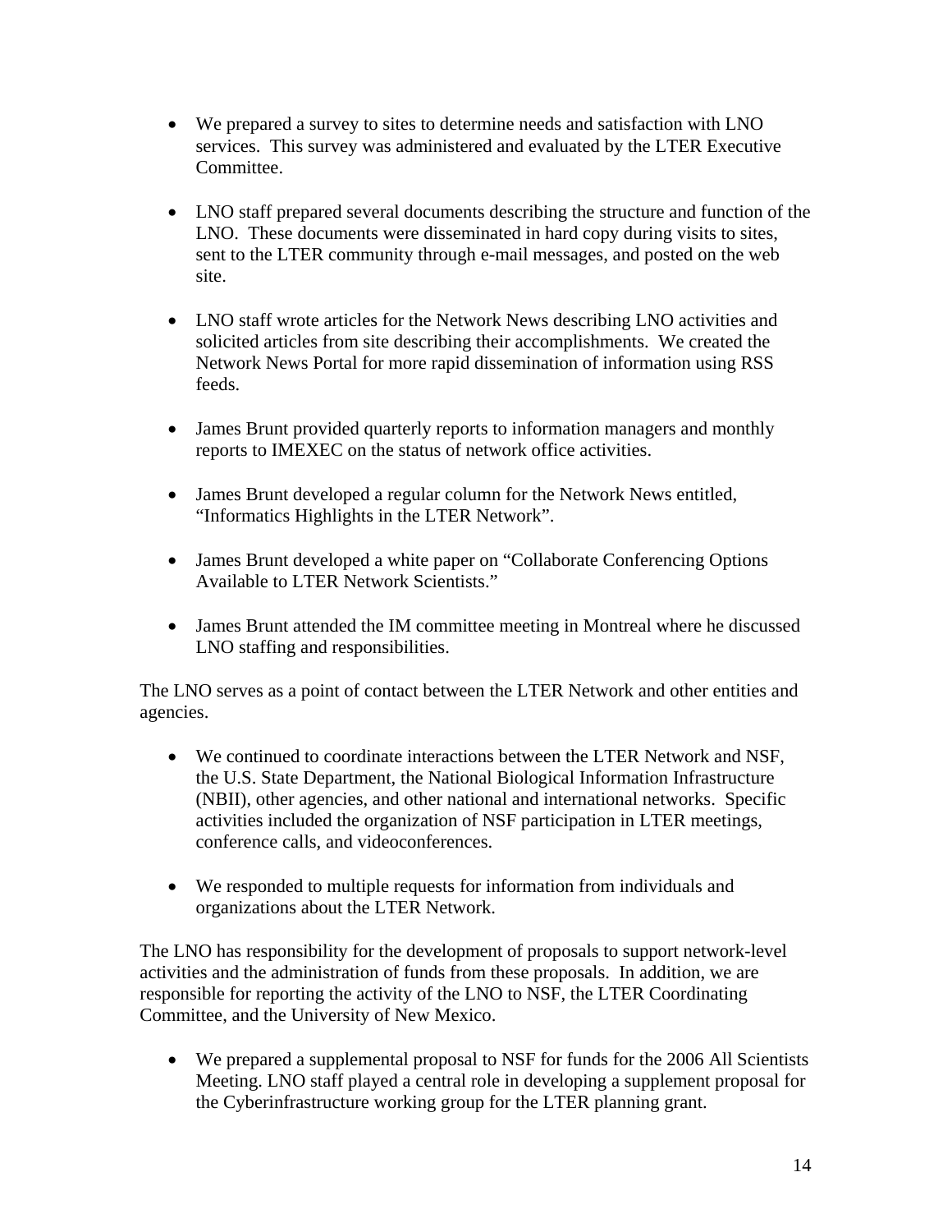- We prepared a survey to sites to determine needs and satisfaction with LNO services. This survey was administered and evaluated by the LTER Executive Committee.

- LNO staff prepared several documents describing the structure and function of the LNO. These documents were disseminated in hard copy during visits to sites, sent to the LTER community through e-mail messages, and posted on the web site.

- LNO staff wrote articles for the Network News describing LNO activities and solicited articles from site describing their accomplishments. We created the Network News Portal for more rapid dissemination of information using RSS feeds.

- James Brunt provided quarterly reports to information managers and monthly reports to IMEXEC on the status of network office activities.

- James Brunt developed a regular column for the Network News entitled, "Informatics Highlights in the LTER Network".

- James Brunt developed a white paper on "Collaborate Conferencing Options Available to LTER Network Scientists."

- James Brunt attended the IM committee meeting in Montreal where he discussed LNO staffing and responsibilities.

The LNO serves as a point of contact between the LTER Network and other entities and agencies.

- We continued to coordinate interactions between the LTER Network and NSF, the U.S. State Department, the National Biological Information Infrastructure (NBII), other agencies, and other national and international networks. Specific activities included the organization of NSF participation in LTER meetings, conference calls, and videoconferences.

- We responded to multiple requests for information from individuals and organizations about the LTER Network.

The LNO has responsibility for the development of proposals to support network-level activities and the administration of funds from these proposals. In addition, we are responsible for reporting the activity of the LNO to NSF, the LTER Coordinating Committee, and the University of New Mexico.

- We prepared a supplemental proposal to NSF for funds for the 2006 All Scientists Meeting. LNO staff played a central role in developing a supplement proposal for the Cyberinfrastructure working group for the LTER planning grant.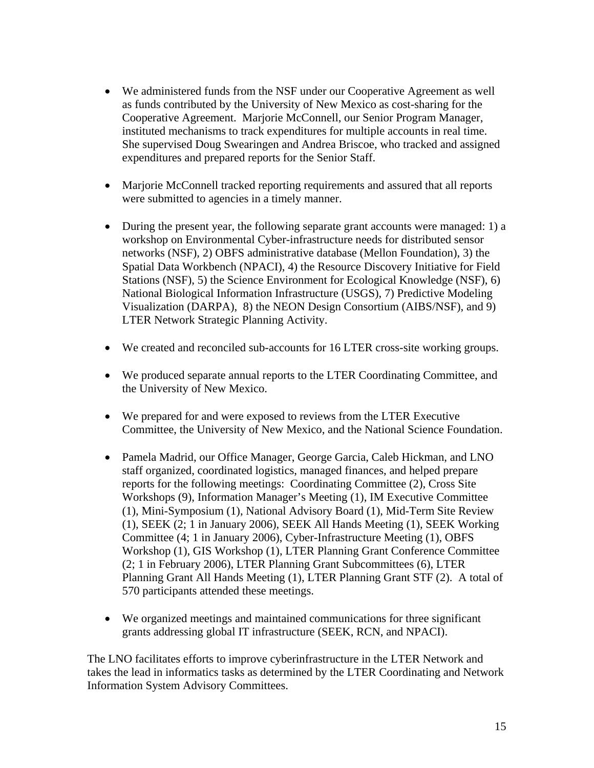- We administered funds from the NSF under our Cooperative Agreement as well as funds contributed by the University of New Mexico as cost-sharing for the Cooperative Agreement. Marjorie McConnell, our Senior Program Manager, instituted mechanisms to track expenditures for multiple accounts in real time. She supervised Doug Swearingen and Andrea Briscoe, who tracked and assigned expenditures and prepared reports for the Senior Staff.

- Marjorie McConnell tracked reporting requirements and assured that all reports were submitted to agencies in a timely manner.

- During the present year, the following separate grant accounts were managed: 1) a workshop on Environmental Cyber-infrastructure needs for distributed sensor networks (NSF), 2) OBFS administrative database (Mellon Foundation), 3) the Spatial Data Workbench (NPACI), 4) the Resource Discovery Initiative for Field Stations (NSF), 5) the Science Environment for Ecological Knowledge (NSF), 6) National Biological Information Infrastructure (USGS), 7) Predictive Modeling Visualization (DARPA), 8) the NEON Design Consortium (AIBS/NSF), and 9) LTER Network Strategic Planning Activity.

- We created and reconciled sub-accounts for 16 LTER cross-site working groups.

- We produced separate annual reports to the LTER Coordinating Committee, and the University of New Mexico.

- We prepared for and were exposed to reviews from the LTER Executive Committee, the University of New Mexico, and the National Science Foundation.

- Pamela Madrid, our Office Manager, George Garcia, Caleb Hickman, and LNO staff organized, coordinated logistics, managed finances, and helped prepare reports for the following meetings: Coordinating Committee (2), Cross Site Workshops (9), Information Manager's Meeting (1), IM Executive Committee (1), Mini-Symposium (1), National Advisory Board (1), Mid-Term Site Review (1), SEEK (2; 1 in January 2006), SEEK All Hands Meeting (1), SEEK Working Committee (4; 1 in January 2006), Cyber-Infrastructure Meeting (1), OBFS Workshop (1), GIS Workshop (1), LTER Planning Grant Conference Committee (2; 1 in February 2006), LTER Planning Grant Subcommittees (6), LTER Planning Grant All Hands Meeting (1), LTER Planning Grant STF (2). A total of 570 participants attended these meetings.

- We organized meetings and maintained communications for three significant grants addressing global IT infrastructure (SEEK, RCN, and NPACI).

The LNO facilitates efforts to improve cyberinfrastructure in the LTER Network and takes the lead in informatics tasks as determined by the LTER Coordinating and Network Information System Advisory Committees.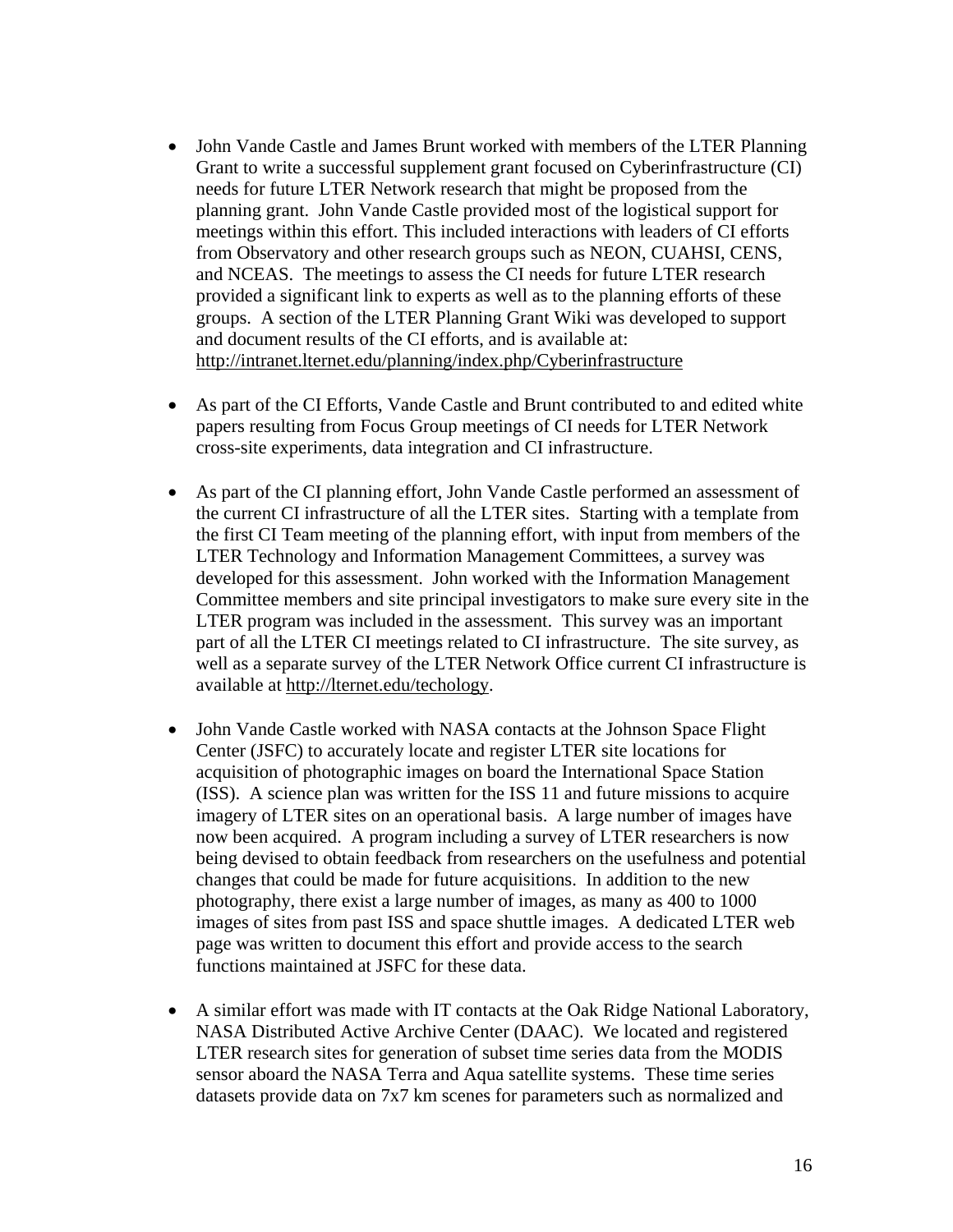- John Vande Castle and James Brunt worked with members of the LTER Planning Grant to write a successful supplement grant focused on Cyberinfrastructure (CI) needs for future LTER Network research that might be proposed from the planning grant. John Vande Castle provided most of the logistical support for meetings within this effort. This included interactions with leaders of CI efforts from Observatory and other research groups such as NEON, CUAHSI, CENS, and NCEAS. The meetings to assess the CI needs for future LTER research provided a significant link to experts as well as to the planning efforts of these groups. A section of the LTER Planning Grant Wiki was developed to support and document results of the CI efforts, and is available at: http://intranet.lternet.edu/planning/index.php/Cyberinfrastructure

- As part of the CI Efforts, Vande Castle and Brunt contributed to and edited white papers resulting from Focus Group meetings of CI needs for LTER Network cross-site experiments, data integration and CI infrastructure.

- As part of the CI planning effort, John Vande Castle performed an assessment of the current CI infrastructure of all the LTER sites. Starting with a template from the first CI Team meeting of the planning effort, with input from members of the LTER Technology and Information Management Committees, a survey was developed for this assessment. John worked with the Information Management Committee members and site principal investigators to make sure every site in the LTER program was included in the assessment. This survey was an important part of all the LTER CI meetings related to CI infrastructure. The site survey, as well as a separate survey of the LTER Network Office current CI infrastructure is available at http://lternet.edu/techology.

- John Vande Castle worked with NASA contacts at the Johnson Space Flight Center (JSFC) to accurately locate and register LTER site locations for acquisition of photographic images on board the International Space Station (ISS). A science plan was written for the ISS 11 and future missions to acquire imagery of LTER sites on an operational basis. A large number of images have now been acquired. A program including a survey of LTER researchers is now being devised to obtain feedback from researchers on the usefulness and potential changes that could be made for future acquisitions. In addition to the new photography, there exist a large number of images, as many as 400 to 1000 images of sites from past ISS and space shuttle images. A dedicated LTER web page was written to document this effort and provide access to the search functions maintained at JSFC for these data.

- A similar effort was made with IT contacts at the Oak Ridge National Laboratory, NASA Distributed Active Archive Center (DAAC). We located and registered LTER research sites for generation of subset time series data from the MODIS sensor aboard the NASA Terra and Aqua satellite systems. These time series datasets provide data on 7x7 km scenes for parameters such as normalized and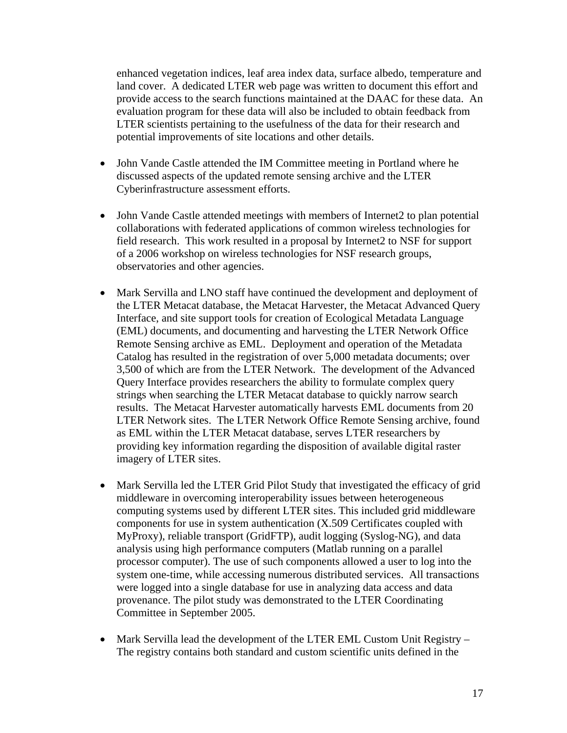enhanced vegetation indices, leaf area index data, surface albedo, temperature and land cover. A dedicated LTER web page was written to document this effort and provide access to the search functions maintained at the DAAC for these data. An evaluation program for these data will also be included to obtain feedback from LTER scientists pertaining to the usefulness of the data for their research and potential improvements of site locations and other details.

- John Vande Castle attended the IM Committee meeting in Portland where he discussed aspects of the updated remote sensing archive and the LTER Cyberinfrastructure assessment efforts.

- John Vande Castle attended meetings with members of Internet2 to plan potential collaborations with federated applications of common wireless technologies for field research. This work resulted in a proposal by Internet2 to NSF for support of a 2006 workshop on wireless technologies for NSF research groups, observatories and other agencies.

- Mark Servilla and LNO staff have continued the development and deployment of the LTER Metacat database, the Metacat Harvester, the Metacat Advanced Query Interface, and site support tools for creation of Ecological Metadata Language (EML) documents, and documenting and harvesting the LTER Network Office Remote Sensing archive as EML. Deployment and operation of the Metadata Catalog has resulted in the registration of over 5,000 metadata documents; over 3,500 of which are from the LTER Network. The development of the Advanced Query Interface provides researchers the ability to formulate complex query strings when searching the LTER Metacat database to quickly narrow search results. The Metacat Harvester automatically harvests EML documents from 20 LTER Network sites. The LTER Network Office Remote Sensing archive, found as EML within the LTER Metacat database, serves LTER researchers by providing key information regarding the disposition of available digital raster imagery of LTER sites.

- Mark Servilla led the LTER Grid Pilot Study that investigated the efficacy of grid middleware in overcoming interoperability issues between heterogeneous computing systems used by different LTER sites. This included grid middleware components for use in system authentication (X.509 Certificates coupled with MyProxy), reliable transport (GridFTP), audit logging (Syslog-NG), and data analysis using high performance computers (Matlab running on a parallel processor computer). The use of such components allowed a user to log into the system one-time, while accessing numerous distributed services. All transactions were logged into a single database for use in analyzing data access and data provenance. The pilot study was demonstrated to the LTER Coordinating Committee in September 2005.

- Mark Servilla lead the development of the LTER EML Custom Unit Registry – The registry contains both standard and custom scientific units defined in the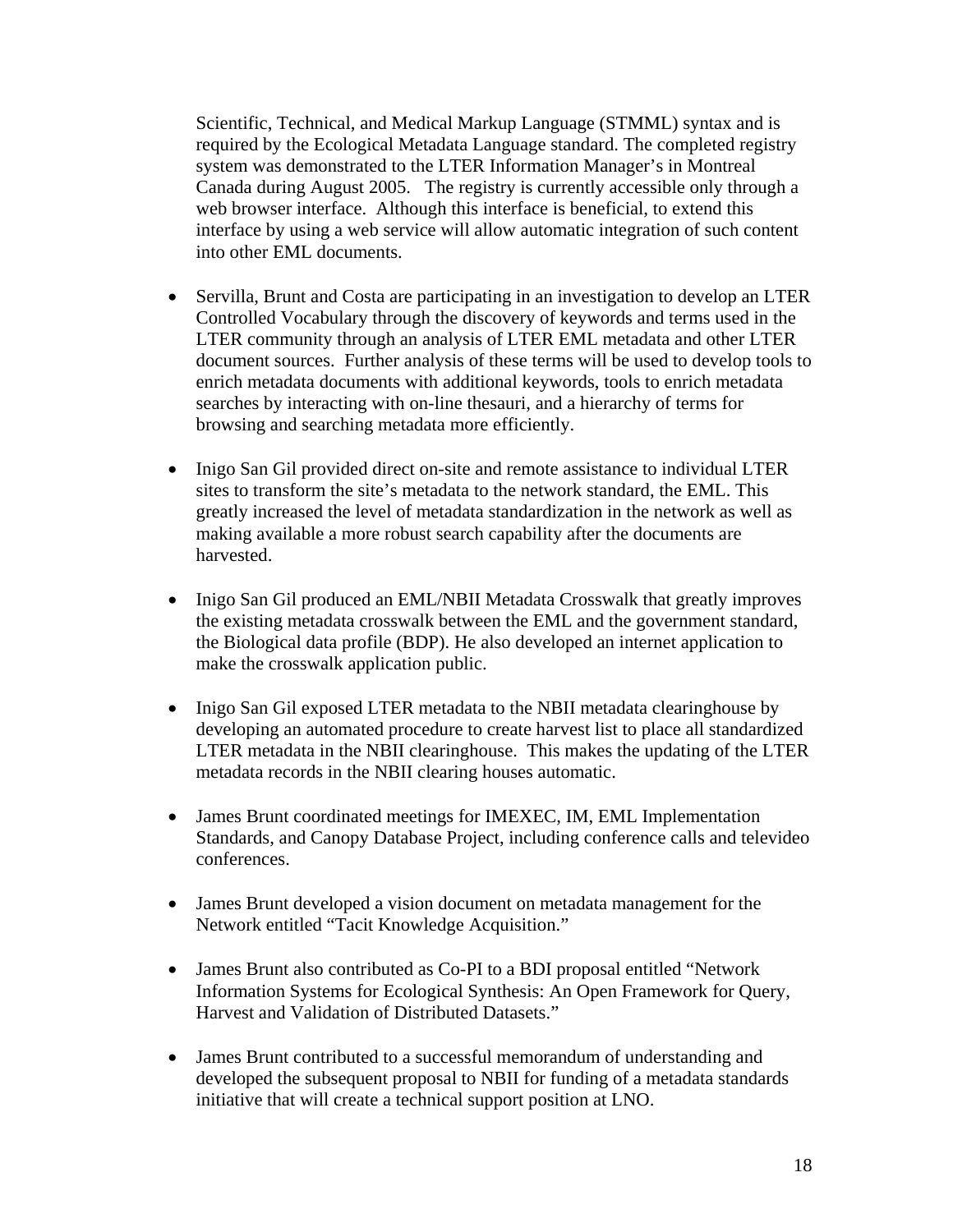Scientific, Technical, and Medical Markup Language (STMML) syntax and is required by the Ecological Metadata Language standard. The completed registry system was demonstrated to the LTER Information Manager's in Montreal Canada during August 2005. The registry is currently accessible only through a web browser interface. Although this interface is beneficial, to extend this interface by using a web service will allow automatic integration of such content into other EML documents.

- Servilla, Brunt and Costa are participating in an investigation to develop an LTER Controlled Vocabulary through the discovery of keywords and terms used in the LTER community through an analysis of LTER EML metadata and other LTER document sources. Further analysis of these terms will be used to develop tools to enrich metadata documents with additional keywords, tools to enrich metadata searches by interacting with on-line thesauri, and a hierarchy of terms for browsing and searching metadata more efficiently.

- Inigo San Gil provided direct on-site and remote assistance to individual LTER sites to transform the site's metadata to the network standard, the EML. This greatly increased the level of metadata standardization in the network as well as making available a more robust search capability after the documents are harvested.

- Inigo San Gil produced an EML/NBII Metadata Crosswalk that greatly improves the existing metadata crosswalk between the EML and the government standard, the Biological data profile (BDP). He also developed an internet application to make the crosswalk application public.

- Inigo San Gil exposed LTER metadata to the NBII metadata clearinghouse by developing an automated procedure to create harvest list to place all standardized LTER metadata in the NBII clearinghouse. This makes the updating of the LTER metadata records in the NBII clearing houses automatic.

- James Brunt coordinated meetings for IMEXEC, IM, EML Implementation Standards, and Canopy Database Project, including conference calls and televideo conferences.

- James Brunt developed a vision document on metadata management for the Network entitled "Tacit Knowledge Acquisition."

- James Brunt also contributed as Co-PI to a BDI proposal entitled "Network Information Systems for Ecological Synthesis: An Open Framework for Query, Harvest and Validation of Distributed Datasets."

- James Brunt contributed to a successful memorandum of understanding and developed the subsequent proposal to NBII for funding of a metadata standards initiative that will create a technical support position at LNO.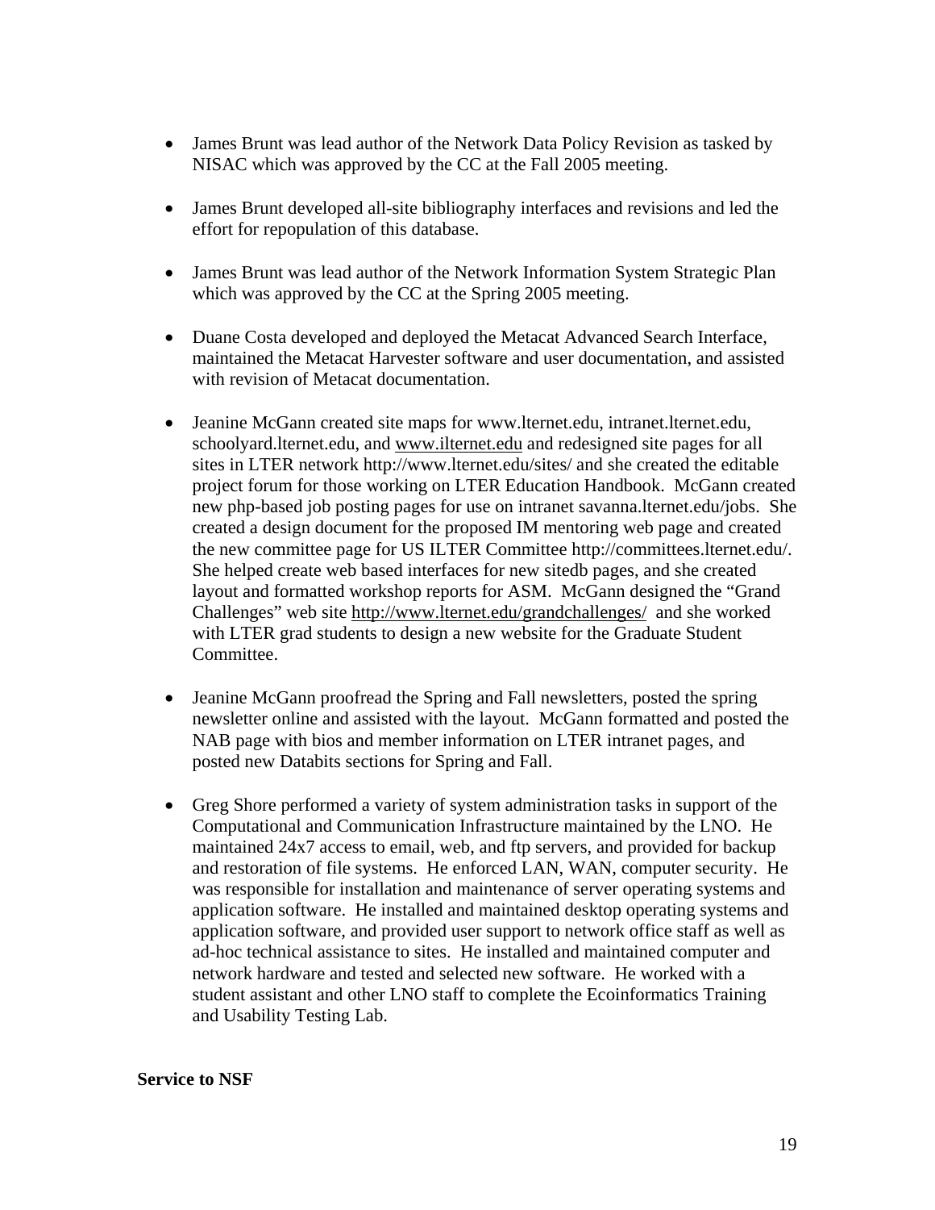- James Brunt was lead author of the Network Data Policy Revision as tasked by NISAC which was approved by the CC at the Fall 2005 meeting.

- James Brunt developed all-site bibliography interfaces and revisions and led the effort for repopulation of this database.

- James Brunt was lead author of the Network Information System Strategic Plan which was approved by the CC at the Spring 2005 meeting.

- Duane Costa developed and deployed the Metacat Advanced Search Interface, maintained the Metacat Harvester software and user documentation, and assisted with revision of Metacat documentation.

- Jeanine McGann created site maps for www.lternet.edu, intranet.lternet.edu, schoolyard.lternet.edu, and www.ilternet.edu and redesigned site pages for all sites in LTER network http://www.lternet.edu/sites/ and she created the editable project forum for those working on LTER Education Handbook. McGann created new php-based job posting pages for use on intranet savanna.lternet.edu/jobs. She created a design document for the proposed IM mentoring web page and created the new committee page for US ILTER Committee http://committees.lternet.edu/. She helped create web based interfaces for new sitedb pages, and she created layout and formatted workshop reports for ASM. McGann designed the "Grand Challenges" web site http://www.lternet.edu/grandchallenges/ and she worked with LTER grad students to design a new website for the Graduate Student Committee.

- Jeanine McGann proofread the Spring and Fall newsletters, posted the spring newsletter online and assisted with the layout. McGann formatted and posted the NAB page with bios and member information on LTER intranet pages, and posted new Databits sections for Spring and Fall.

- Greg Shore performed a variety of system administration tasks in support of the Computational and Communication Infrastructure maintained by the LNO. He maintained 24x7 access to email, web, and ftp servers, and provided for backup and restoration of file systems. He enforced LAN, WAN, computer security. He was responsible for installation and maintenance of server operating systems and application software. He installed and maintained desktop operating systems and application software, and provided user support to network office staff as well as ad-hoc technical assistance to sites. He installed and maintained computer and network hardware and tested and selected new software. He worked with a student assistant and other LNO staff to complete the Ecoinformatics Training and Usability Testing Lab.

**Service to NSF**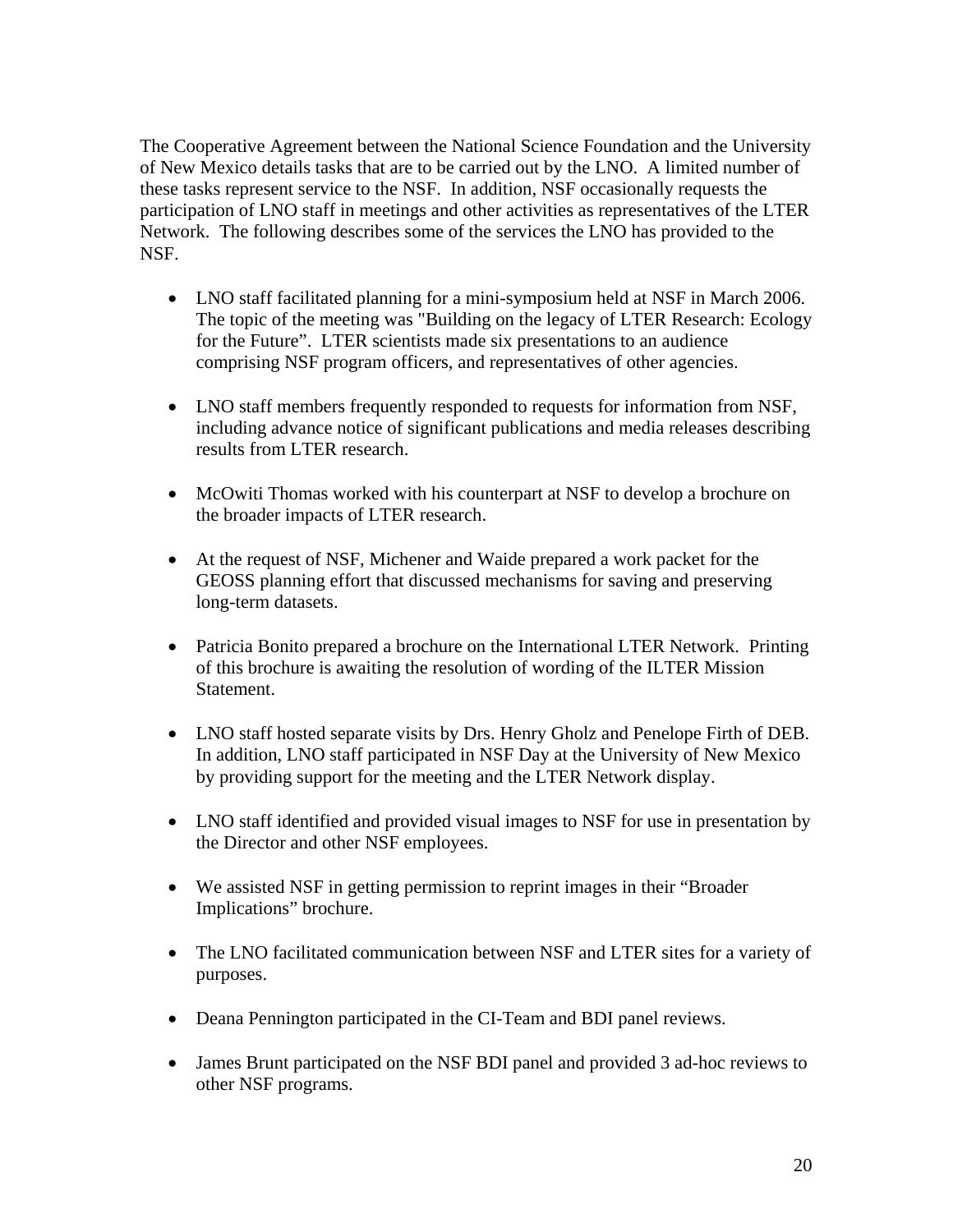The Cooperative Agreement between the National Science Foundation and the University of New Mexico details tasks that are to be carried out by the LNO. A limited number of these tasks represent service to the NSF. In addition, NSF occasionally requests the participation of LNO staff in meetings and other activities as representatives of the LTER Network. The following describes some of the services the LNO has provided to the NSF.

- LNO staff facilitated planning for a mini-symposium held at NSF in March 2006. The topic of the meeting was "Building on the legacy of LTER Research: Ecology for the Future". LTER scientists made six presentations to an audience comprising NSF program officers, and representatives of other agencies.
- LNO staff members frequently responded to requests for information from NSF, including advance notice of significant publications and media releases describing results from LTER research.
- McOwiti Thomas worked with his counterpart at NSF to develop a brochure on the broader impacts of LTER research.
- At the request of NSF, Michener and Waide prepared a work packet for the GEOSS planning effort that discussed mechanisms for saving and preserving long-term datasets.
- Patricia Bonito prepared a brochure on the International LTER Network. Printing of this brochure is awaiting the resolution of wording of the ILTER Mission Statement.
- LNO staff hosted separate visits by Drs. Henry Gholz and Penelope Firth of DEB. In addition, LNO staff participated in NSF Day at the University of New Mexico by providing support for the meeting and the LTER Network display.
- LNO staff identified and provided visual images to NSF for use in presentation by the Director and other NSF employees.
- We assisted NSF in getting permission to reprint images in their "Broader Implications" brochure.
- The LNO facilitated communication between NSF and LTER sites for a variety of purposes.
- Deana Pennington participated in the CI-Team and BDI panel reviews.
- James Brunt participated on the NSF BDI panel and provided 3 ad-hoc reviews to other NSF programs.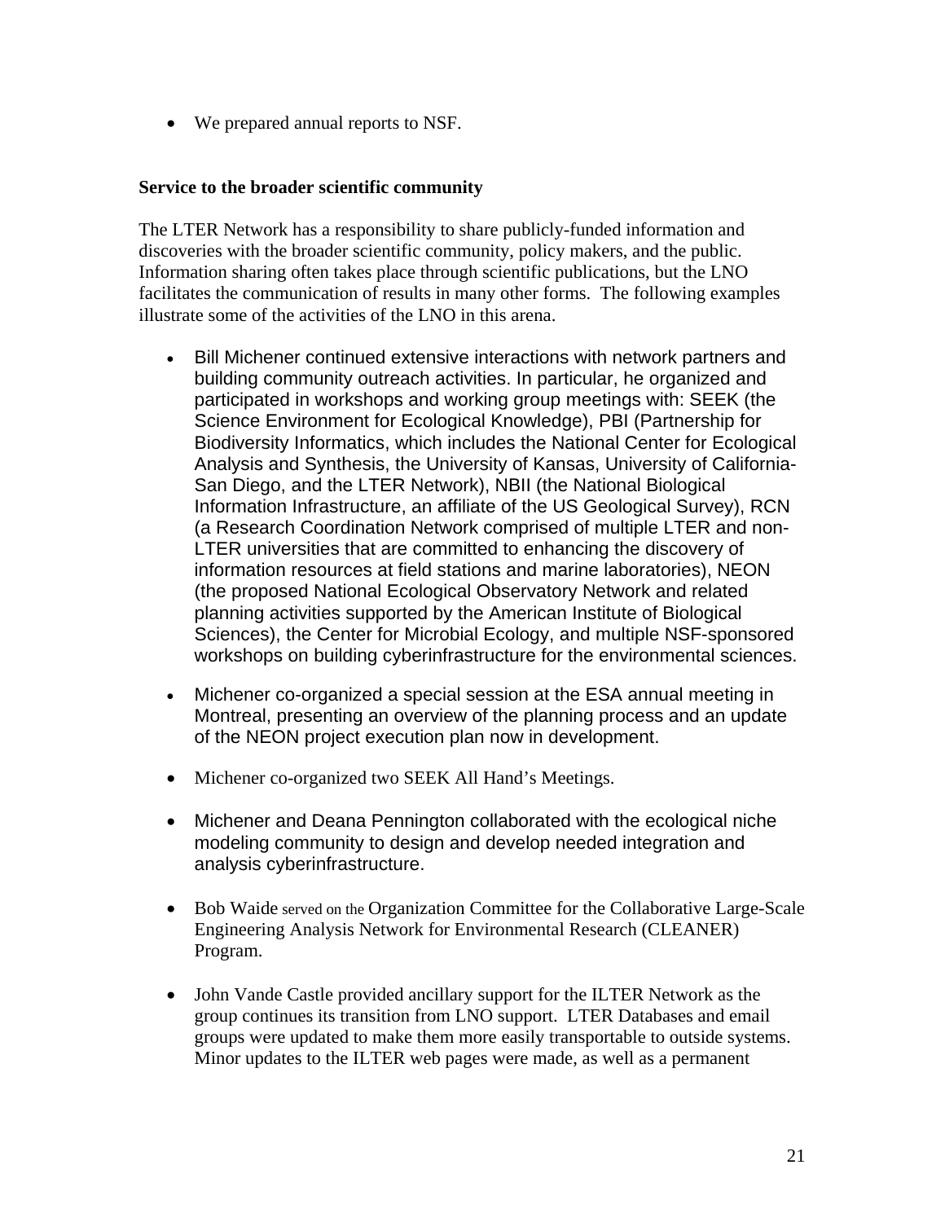- We prepared annual reports to NSF.

**Service to the broader scientific community**

The LTER Network has a responsibility to share publicly-funded information and discoveries with the broader scientific community, policy makers, and the public. Information sharing often takes place through scientific publications, but the LNO facilitates the communication of results in many other forms. The following examples illustrate some of the activities of the LNO in this arena.

- Bill Michener continued extensive interactions with network partners and building community outreach activities. In particular, he organized and participated in workshops and working group meetings with: SEEK (the Science Environment for Ecological Knowledge), PBI (Partnership for Biodiversity Informatics, which includes the National Center for Ecological Analysis and Synthesis, the University of Kansas, University of California-San Diego, and the LTER Network), NBII (the National Biological Information Infrastructure, an affiliate of the US Geological Survey), RCN (a Research Coordination Network comprised of multiple LTER and non-LTER universities that are committed to enhancing the discovery of information resources at field stations and marine laboratories), NEON (the proposed National Ecological Observatory Network and related planning activities supported by the American Institute of Biological Sciences), the Center for Microbial Ecology, and multiple NSF-sponsored workshops on building cyberinfrastructure for the environmental sciences.

- Michener co-organized a special session at the ESA annual meeting in Montreal, presenting an overview of the planning process and an update of the NEON project execution plan now in development.

- Michener co-organized two SEEK All Hand's Meetings.

- Michener and Deana Pennington collaborated with the ecological niche modeling community to design and develop needed integration and analysis cyberinfrastructure.

- Bob Waide served on the Organization Committee for the Collaborative Large-Scale Engineering Analysis Network for Environmental Research (CLEANER) Program.

- John Vande Castle provided ancillary support for the ILTER Network as the group continues its transition from LNO support. LTER Databases and email groups were updated to make them more easily transportable to outside systems. Minor updates to the ILTER web pages were made, as well as a permanent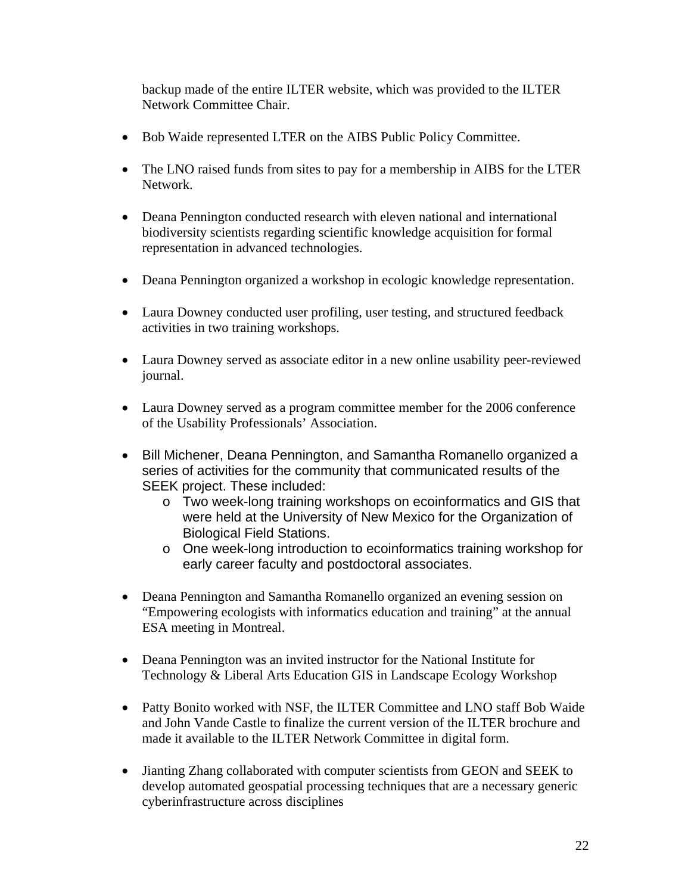backup made of the entire ILTER website, which was provided to the ILTER Network Committee Chair.

- Bob Waide represented LTER on the AIBS Public Policy Committee.

- The LNO raised funds from sites to pay for a membership in AIBS for the LTER Network.

- Deana Pennington conducted research with eleven national and international biodiversity scientists regarding scientific knowledge acquisition for formal representation in advanced technologies.

- Deana Pennington organized a workshop in ecologic knowledge representation.

- Laura Downey conducted user profiling, user testing, and structured feedback activities in two training workshops.

- Laura Downey served as associate editor in a new online usability peer-reviewed journal.

- Laura Downey served as a program committee member for the 2006 conference of the Usability Professionals' Association.

- Bill Michener, Deana Pennington, and Samantha Romanello organized a series of activities for the community that communicated results of the SEEK project. These included:
    - Two week-long training workshops on ecoinformatics and GIS that were held at the University of New Mexico for the Organization of Biological Field Stations.
    - One week-long introduction to ecoinformatics training workshop for early career faculty and postdoctoral associates.

- Deana Pennington and Samantha Romanello organized an evening session on "Empowering ecologists with informatics education and training" at the annual ESA meeting in Montreal.

- Deana Pennington was an invited instructor for the National Institute for Technology & Liberal Arts Education GIS in Landscape Ecology Workshop

- Patty Bonito worked with NSF, the ILTER Committee and LNO staff Bob Waide and John Vande Castle to finalize the current version of the ILTER brochure and made it available to the ILTER Network Committee in digital form.

- Jianting Zhang collaborated with computer scientists from GEON and SEEK to develop automated geospatial processing techniques that are a necessary generic cyberinfrastructure across disciplines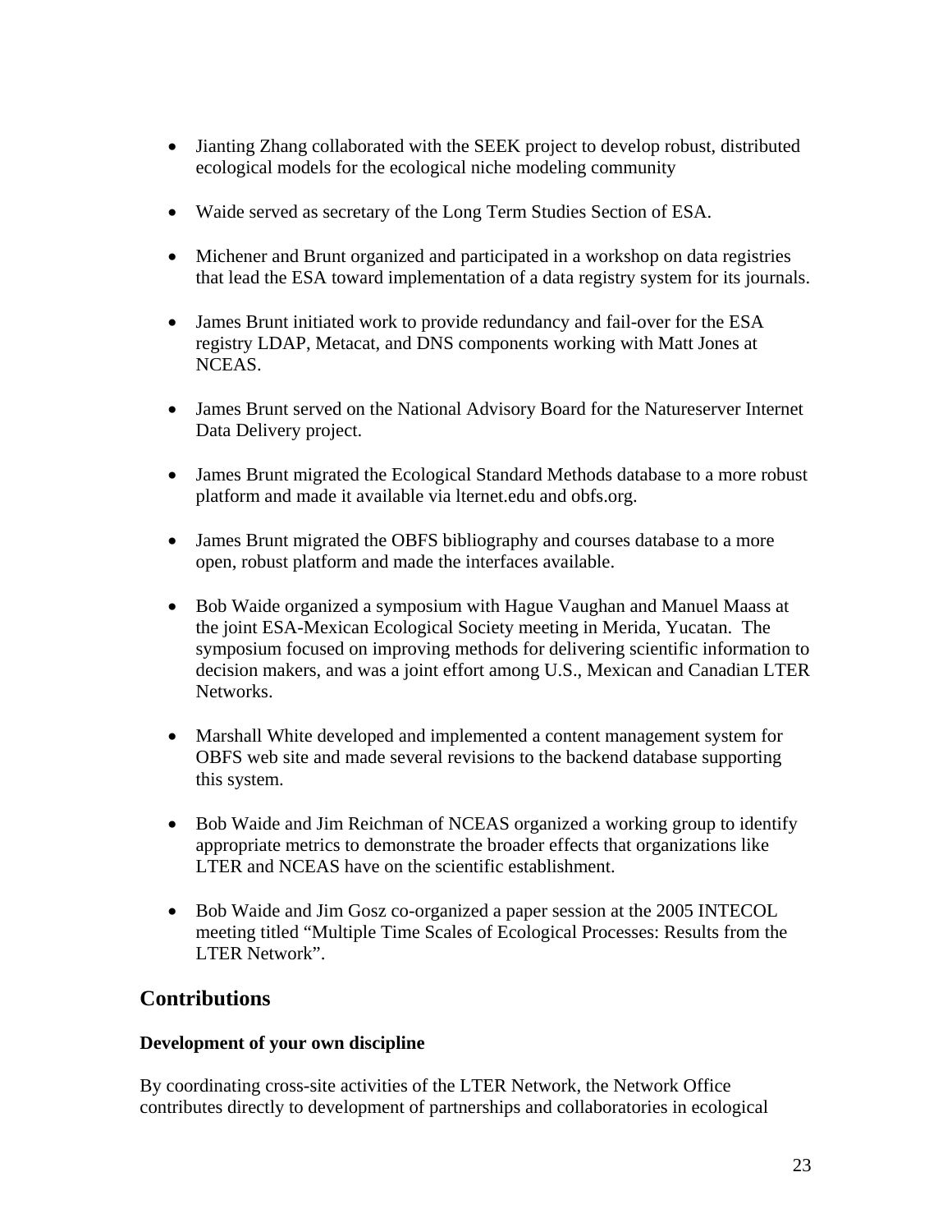- Jianting Zhang collaborated with the SEEK project to develop robust, distributed ecological models for the ecological niche modeling community

- Waide served as secretary of the Long Term Studies Section of ESA.

- Michener and Brunt organized and participated in a workshop on data registries that lead the ESA toward implementation of a data registry system for its journals.

- James Brunt initiated work to provide redundancy and fail-over for the ESA registry LDAP, Metacat, and DNS components working with Matt Jones at NCEAS.

- James Brunt served on the National Advisory Board for the Natureserver Internet Data Delivery project.

- James Brunt migrated the Ecological Standard Methods database to a more robust platform and made it available via lternet.edu and obfs.org.

- James Brunt migrated the OBFS bibliography and courses database to a more open, robust platform and made the interfaces available.

- Bob Waide organized a symposium with Hague Vaughan and Manuel Maass at the joint ESA-Mexican Ecological Society meeting in Merida, Yucatan. The symposium focused on improving methods for delivering scientific information to decision makers, and was a joint effort among U.S., Mexican and Canadian LTER Networks.

- Marshall White developed and implemented a content management system for OBFS web site and made several revisions to the backend database supporting this system.

- Bob Waide and Jim Reichman of NCEAS organized a working group to identify appropriate metrics to demonstrate the broader effects that organizations like LTER and NCEAS have on the scientific establishment.

- Bob Waide and Jim Gosz co-organized a paper session at the 2005 INTECOL meeting titled "Multiple Time Scales of Ecological Processes: Results from the LTER Network".

## Contributions

### Development of your own discipline

By coordinating cross-site activities of the LTER Network, the Network Office contributes directly to development of partnerships and collaboratories in ecological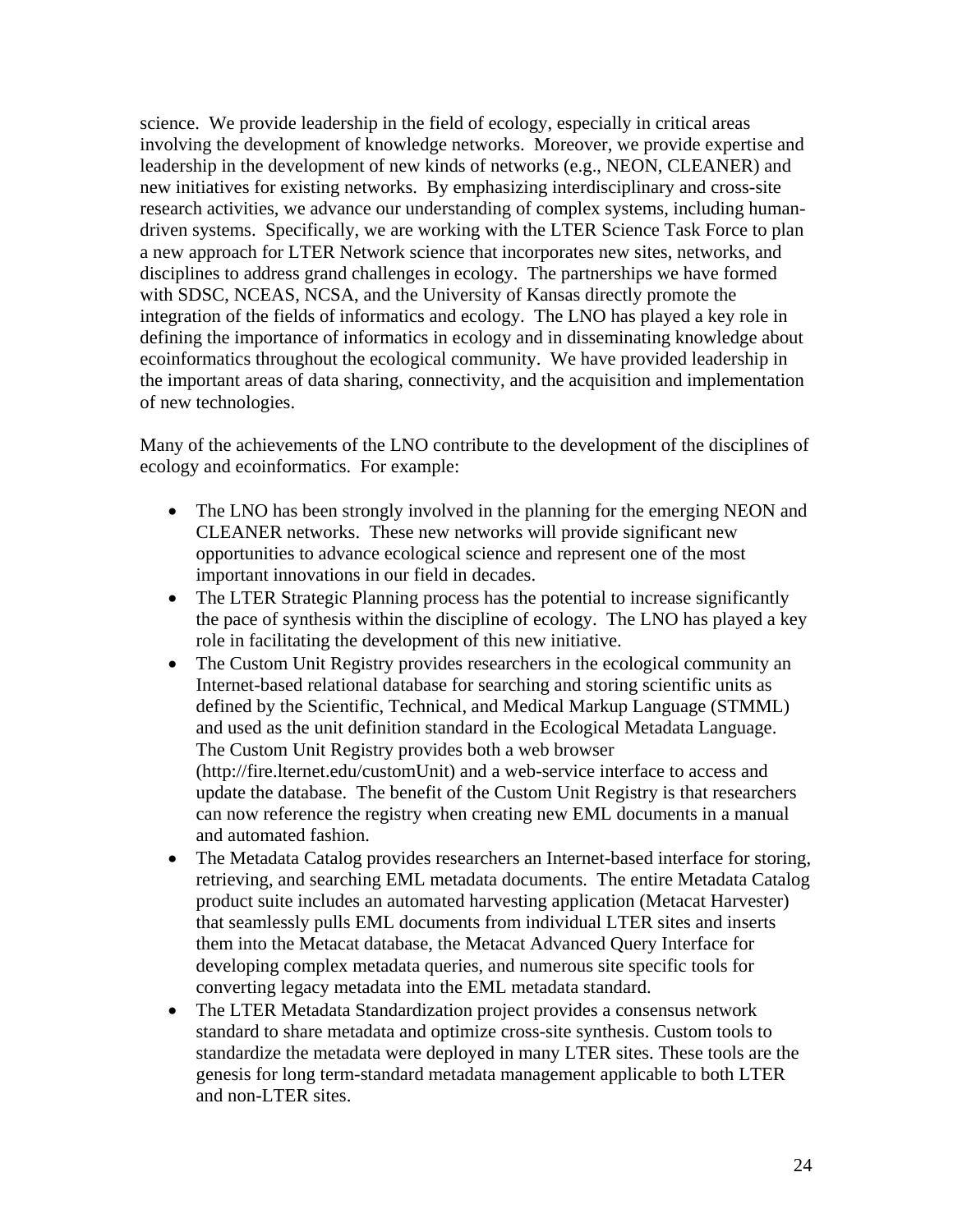science. We provide leadership in the field of ecology, especially in critical areas involving the development of knowledge networks. Moreover, we provide expertise and leadership in the development of new kinds of networks (e.g., NEON, CLEANER) and new initiatives for existing networks. By emphasizing interdisciplinary and cross-site research activities, we advance our understanding of complex systems, including human-driven systems. Specifically, we are working with the LTER Science Task Force to plan a new approach for LTER Network science that incorporates new sites, networks, and disciplines to address grand challenges in ecology. The partnerships we have formed with SDSC, NCEAS, NCSA, and the University of Kansas directly promote the integration of the fields of informatics and ecology. The LNO has played a key role in defining the importance of informatics in ecology and in disseminating knowledge about ecoinformatics throughout the ecological community. We have provided leadership in the important areas of data sharing, connectivity, and the acquisition and implementation of new technologies.

Many of the achievements of the LNO contribute to the development of the disciplines of ecology and ecoinformatics. For example:

- The LNO has been strongly involved in the planning for the emerging NEON and CLEANER networks. These new networks will provide significant new opportunities to advance ecological science and represent one of the most important innovations in our field in decades.
- The LTER Strategic Planning process has the potential to increase significantly the pace of synthesis within the discipline of ecology. The LNO has played a key role in facilitating the development of this new initiative.
- The Custom Unit Registry provides researchers in the ecological community an Internet-based relational database for searching and storing scientific units as defined by the Scientific, Technical, and Medical Markup Language (STMML) and used as the unit definition standard in the Ecological Metadata Language. The Custom Unit Registry provides both a web browser (http://fire.lternet.edu/customUnit) and a web-service interface to access and update the database. The benefit of the Custom Unit Registry is that researchers can now reference the registry when creating new EML documents in a manual and automated fashion.
- The Metadata Catalog provides researchers an Internet-based interface for storing, retrieving, and searching EML metadata documents. The entire Metadata Catalog product suite includes an automated harvesting application (Metacat Harvester) that seamlessly pulls EML documents from individual LTER sites and inserts them into the Metacat database, the Metacat Advanced Query Interface for developing complex metadata queries, and numerous site specific tools for converting legacy metadata into the EML metadata standard.
- The LTER Metadata Standardization project provides a consensus network standard to share metadata and optimize cross-site synthesis. Custom tools to standardize the metadata were deployed in many LTER sites. These tools are the genesis for long term-standard metadata management applicable to both LTER and non-LTER sites.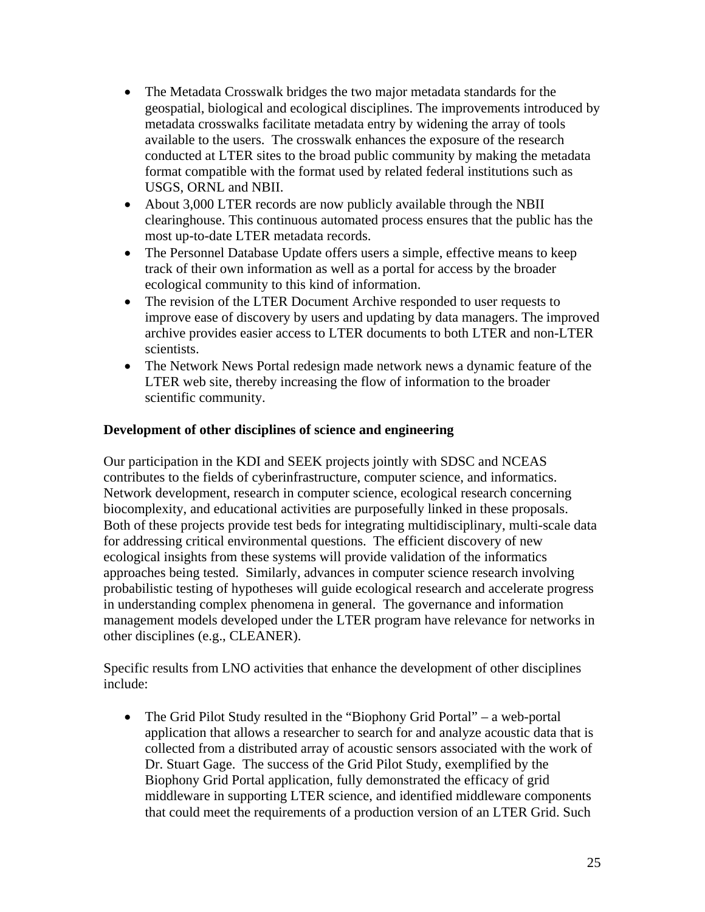- The Metadata Crosswalk bridges the two major metadata standards for the geospatial, biological and ecological disciplines. The improvements introduced by metadata crosswalks facilitate metadata entry by widening the array of tools available to the users. The crosswalk enhances the exposure of the research conducted at LTER sites to the broad public community by making the metadata format compatible with the format used by related federal institutions such as USGS, ORNL and NBII.
- About 3,000 LTER records are now publicly available through the NBII clearinghouse. This continuous automated process ensures that the public has the most up-to-date LTER metadata records.
- The Personnel Database Update offers users a simple, effective means to keep track of their own information as well as a portal for access by the broader ecological community to this kind of information.
- The revision of the LTER Document Archive responded to user requests to improve ease of discovery by users and updating by data managers. The improved archive provides easier access to LTER documents to both LTER and non-LTER scientists.
- The Network News Portal redesign made network news a dynamic feature of the LTER web site, thereby increasing the flow of information to the broader scientific community.

**Development of other disciplines of science and engineering**

Our participation in the KDI and SEEK projects jointly with SDSC and NCEAS contributes to the fields of cyberinfrastructure, computer science, and informatics. Network development, research in computer science, ecological research concerning biocomplexity, and educational activities are purposefully linked in these proposals. Both of these projects provide test beds for integrating multidisciplinary, multi-scale data for addressing critical environmental questions. The efficient discovery of new ecological insights from these systems will provide validation of the informatics approaches being tested. Similarly, advances in computer science research involving probabilistic testing of hypotheses will guide ecological research and accelerate progress in understanding complex phenomena in general. The governance and information management models developed under the LTER program have relevance for networks in other disciplines (e.g., CLEANER).

Specific results from LNO activities that enhance the development of other disciplines include:

- The Grid Pilot Study resulted in the "Biophony Grid Portal" – a web-portal application that allows a researcher to search for and analyze acoustic data that is collected from a distributed array of acoustic sensors associated with the work of Dr. Stuart Gage. The success of the Grid Pilot Study, exemplified by the Biophony Grid Portal application, fully demonstrated the efficacy of grid middleware in supporting LTER science, and identified middleware components that could meet the requirements of a production version of an LTER Grid. Such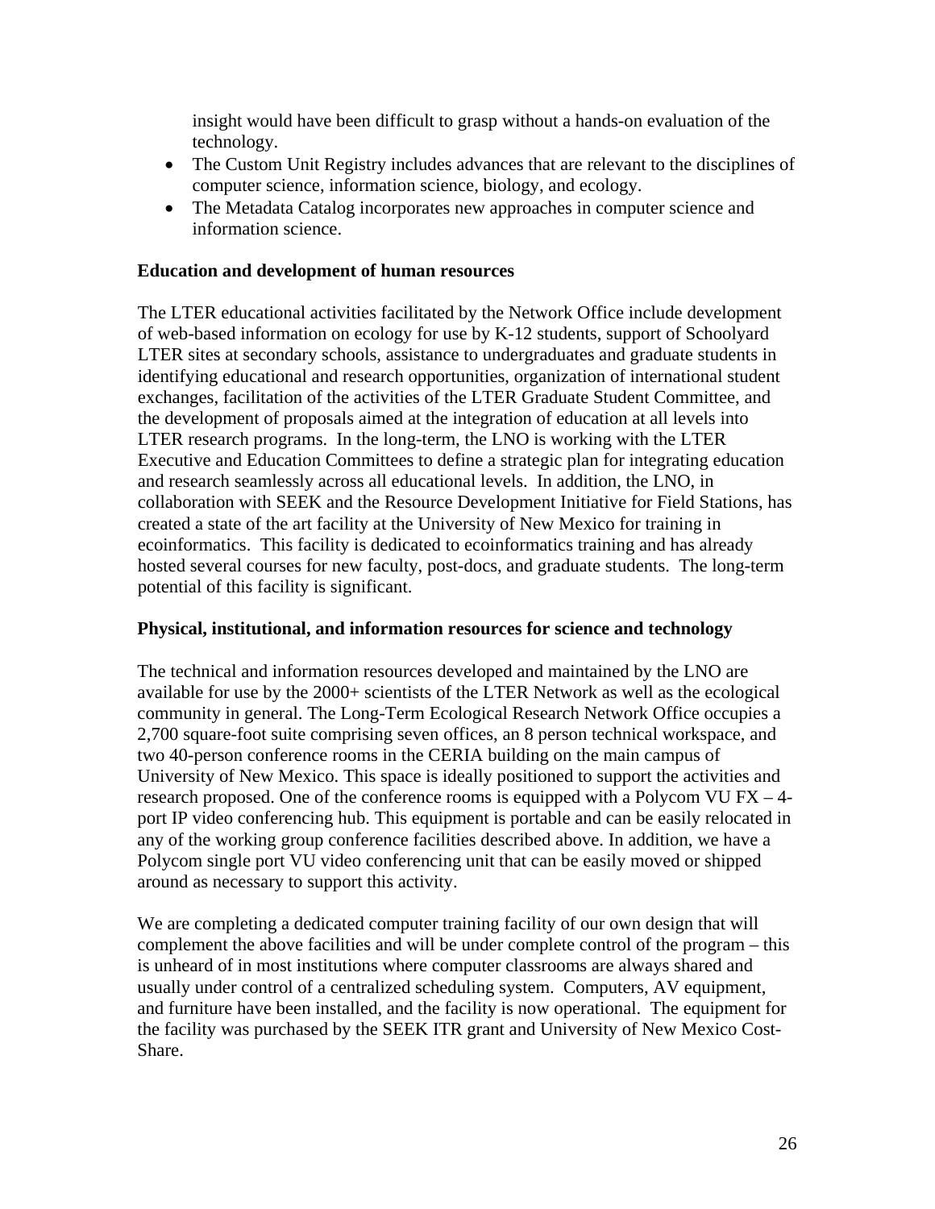insight would have been difficult to grasp without a hands-on evaluation of the technology.

- The Custom Unit Registry includes advances that are relevant to the disciplines of computer science, information science, biology, and ecology.
- The Metadata Catalog incorporates new approaches in computer science and information science.

**Education and development of human resources**

The LTER educational activities facilitated by the Network Office include development of web-based information on ecology for use by K-12 students, support of Schoolyard LTER sites at secondary schools, assistance to undergraduates and graduate students in identifying educational and research opportunities, organization of international student exchanges, facilitation of the activities of the LTER Graduate Student Committee, and the development of proposals aimed at the integration of education at all levels into LTER research programs. In the long-term, the LNO is working with the LTER Executive and Education Committees to define a strategic plan for integrating education and research seamlessly across all educational levels. In addition, the LNO, in collaboration with SEEK and the Resource Development Initiative for Field Stations, has created a state of the art facility at the University of New Mexico for training in ecoinformatics. This facility is dedicated to ecoinformatics training and has already hosted several courses for new faculty, post-docs, and graduate students. The long-term potential of this facility is significant.

**Physical, institutional, and information resources for science and technology**

The technical and information resources developed and maintained by the LNO are available for use by the 2000+ scientists of the LTER Network as well as the ecological community in general. The Long-Term Ecological Research Network Office occupies a 2,700 square-foot suite comprising seven offices, an 8 person technical workspace, and two 40-person conference rooms in the CERIA building on the main campus of University of New Mexico. This space is ideally positioned to support the activities and research proposed. One of the conference rooms is equipped with a Polycom VU FX – 4-port IP video conferencing hub. This equipment is portable and can be easily relocated in any of the working group conference facilities described above. In addition, we have a Polycom single port VU video conferencing unit that can be easily moved or shipped around as necessary to support this activity.

We are completing a dedicated computer training facility of our own design that will complement the above facilities and will be under complete control of the program – this is unheard of in most institutions where computer classrooms are always shared and usually under control of a centralized scheduling system. Computers, AV equipment, and furniture have been installed, and the facility is now operational. The equipment for the facility was purchased by the SEEK ITR grant and University of New Mexico Cost-Share.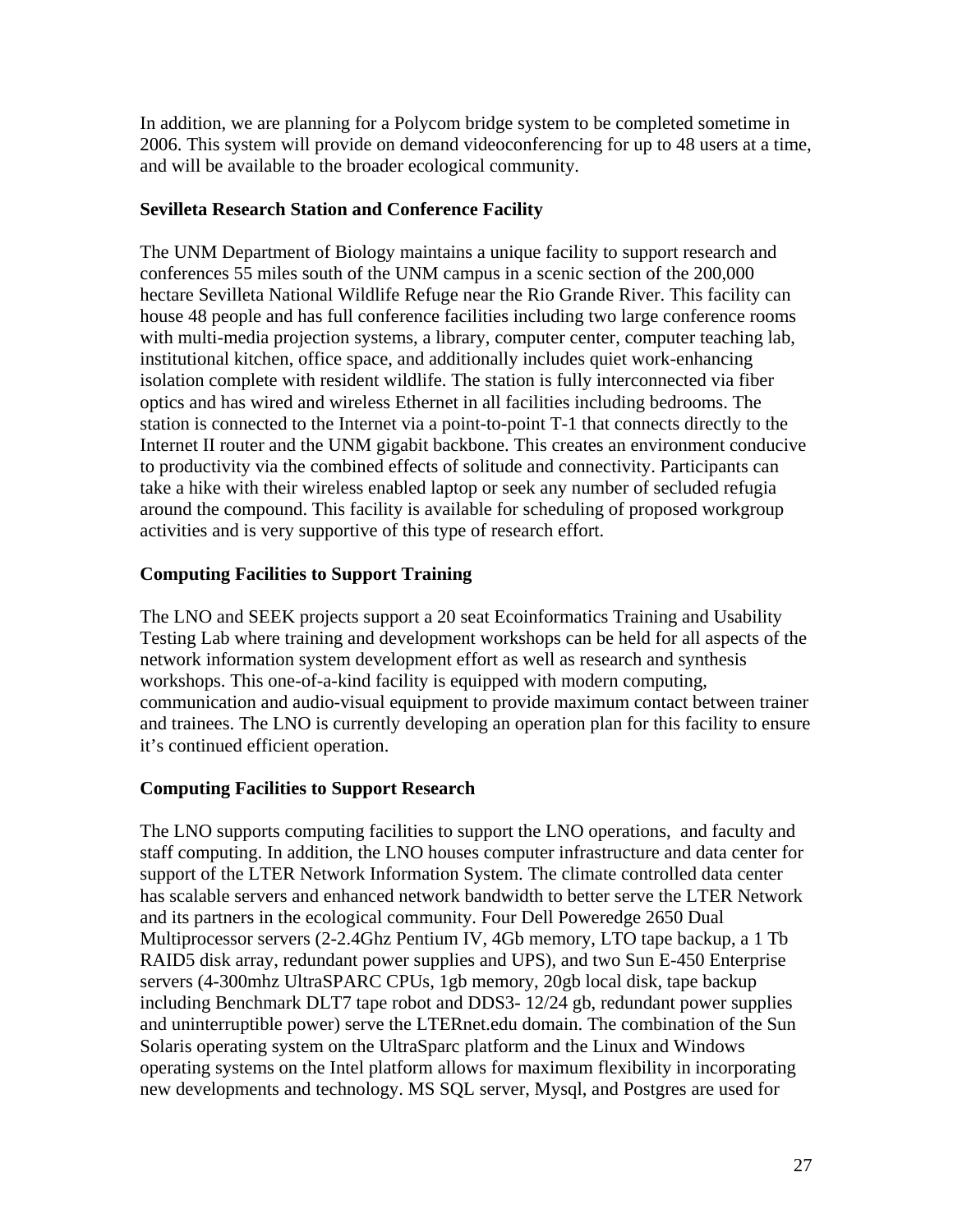In addition, we are planning for a Polycom bridge system to be completed sometime in 2006. This system will provide on demand videoconferencing for up to 48 users at a time, and will be available to the broader ecological community.

**Sevilleta Research Station and Conference Facility**

The UNM Department of Biology maintains a unique facility to support research and conferences 55 miles south of the UNM campus in a scenic section of the 200,000 hectare Sevilleta National Wildlife Refuge near the Rio Grande River. This facility can house 48 people and has full conference facilities including two large conference rooms with multi-media projection systems, a library, computer center, computer teaching lab, institutional kitchen, office space, and additionally includes quiet work-enhancing isolation complete with resident wildlife. The station is fully interconnected via fiber optics and has wired and wireless Ethernet in all facilities including bedrooms. The station is connected to the Internet via a point-to-point T-1 that connects directly to the Internet II router and the UNM gigabit backbone. This creates an environment conducive to productivity via the combined effects of solitude and connectivity. Participants can take a hike with their wireless enabled laptop or seek any number of secluded refugia around the compound. This facility is available for scheduling of proposed workgroup activities and is very supportive of this type of research effort.

**Computing Facilities to Support Training**

The LNO and SEEK projects support a 20 seat Ecoinformatics Training and Usability Testing Lab where training and development workshops can be held for all aspects of the network information system development effort as well as research and synthesis workshops. This one-of-a-kind facility is equipped with modern computing, communication and audio-visual equipment to provide maximum contact between trainer and trainees. The LNO is currently developing an operation plan for this facility to ensure it's continued efficient operation.

**Computing Facilities to Support Research**

The LNO supports computing facilities to support the LNO operations, and faculty and staff computing. In addition, the LNO houses computer infrastructure and data center for support of the LTER Network Information System. The climate controlled data center has scalable servers and enhanced network bandwidth to better serve the LTER Network and its partners in the ecological community. Four Dell Poweredge 2650 Dual Multiprocessor servers (2-2.4Ghz Pentium IV, 4Gb memory, LTO tape backup, a 1 Tb RAID5 disk array, redundant power supplies and UPS), and two Sun E-450 Enterprise servers (4-300mhz UltraSPARC CPUs, 1gb memory, 20gb local disk, tape backup including Benchmark DLT7 tape robot and DDS3- 12/24 gb, redundant power supplies and uninterruptible power) serve the LTERnet.edu domain. The combination of the Sun Solaris operating system on the UltraSparc platform and the Linux and Windows operating systems on the Intel platform allows for maximum flexibility in incorporating new developments and technology. MS SQL server, Mysql, and Postgres are used for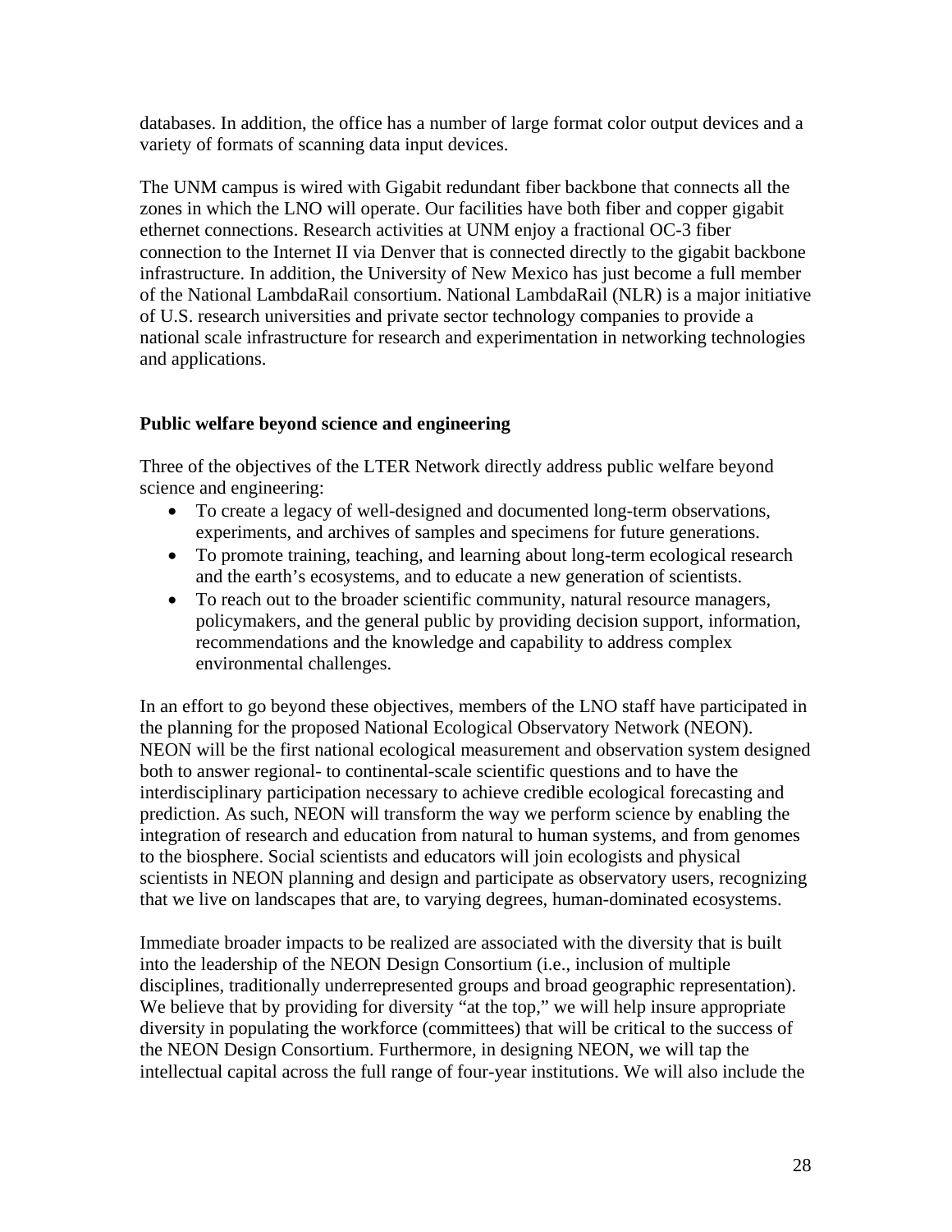databases. In addition, the office has a number of large format color output devices and a variety of formats of scanning data input devices.

The UNM campus is wired with Gigabit redundant fiber backbone that connects all the zones in which the LNO will operate. Our facilities have both fiber and copper gigabit ethernet connections. Research activities at UNM enjoy a fractional OC-3 fiber connection to the Internet II via Denver that is connected directly to the gigabit backbone infrastructure. In addition, the University of New Mexico has just become a full member of the National LambdaRail consortium. National LambdaRail (NLR) is a major initiative of U.S. research universities and private sector technology companies to provide a national scale infrastructure for research and experimentation in networking technologies and applications.

**Public welfare beyond science and engineering**

Three of the objectives of the LTER Network directly address public welfare beyond science and engineering:

- To create a legacy of well-designed and documented long-term observations, experiments, and archives of samples and specimens for future generations.
- To promote training, teaching, and learning about long-term ecological research and the earth's ecosystems, and to educate a new generation of scientists.
- To reach out to the broader scientific community, natural resource managers, policymakers, and the general public by providing decision support, information, recommendations and the knowledge and capability to address complex environmental challenges.

In an effort to go beyond these objectives, members of the LNO staff have participated in the planning for the proposed National Ecological Observatory Network (NEON). NEON will be the first national ecological measurement and observation system designed both to answer regional- to continental-scale scientific questions and to have the interdisciplinary participation necessary to achieve credible ecological forecasting and prediction. As such, NEON will transform the way we perform science by enabling the integration of research and education from natural to human systems, and from genomes to the biosphere. Social scientists and educators will join ecologists and physical scientists in NEON planning and design and participate as observatory users, recognizing that we live on landscapes that are, to varying degrees, human-dominated ecosystems.

Immediate broader impacts to be realized are associated with the diversity that is built into the leadership of the NEON Design Consortium (i.e., inclusion of multiple disciplines, traditionally underrepresented groups and broad geographic representation). We believe that by providing for diversity "at the top," we will help insure appropriate diversity in populating the workforce (committees) that will be critical to the success of the NEON Design Consortium. Furthermore, in designing NEON, we will tap the intellectual capital across the full range of four-year institutions. We will also include the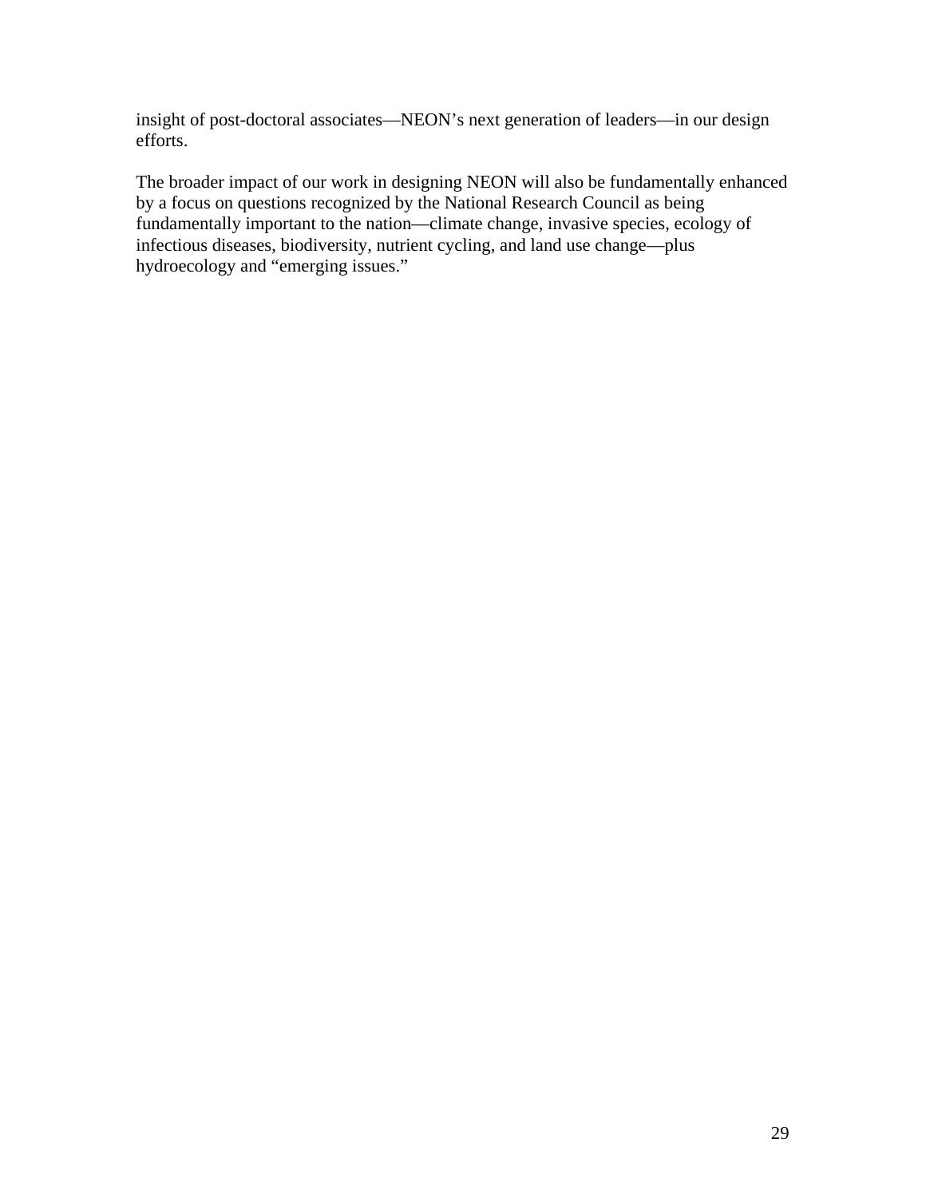insight of post-doctoral associates—NEON's next generation of leaders—in our design efforts.

The broader impact of our work in designing NEON will also be fundamentally enhanced by a focus on questions recognized by the National Research Council as being fundamentally important to the nation—climate change, invasive species, ecology of infectious diseases, biodiversity, nutrient cycling, and land use change—plus hydroecology and "emerging issues."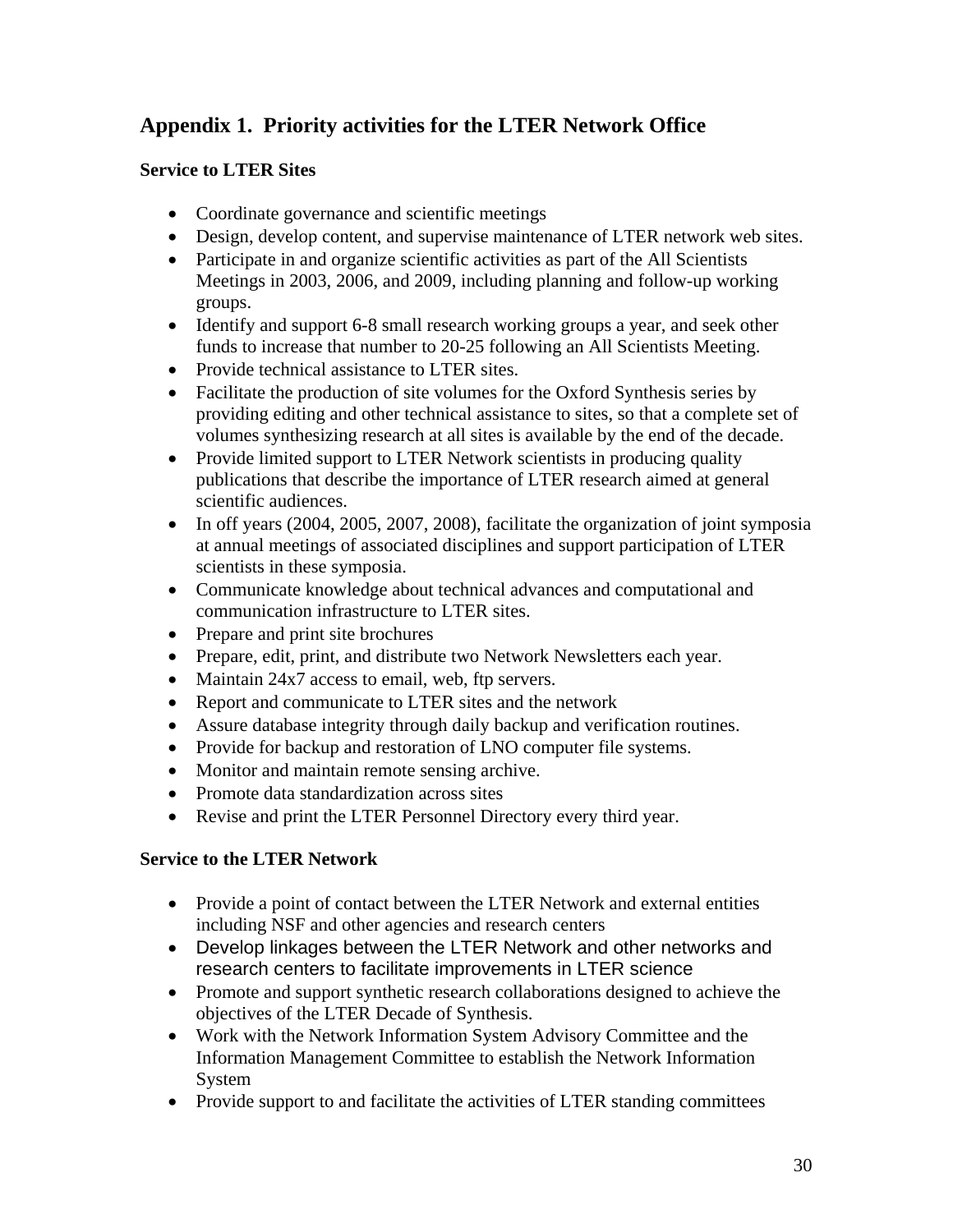## Appendix 1. Priority activities for the LTER Network Office

### Service to LTER Sites

- Coordinate governance and scientific meetings
- Design, develop content, and supervise maintenance of LTER network web sites.
- Participate in and organize scientific activities as part of the All Scientists Meetings in 2003, 2006, and 2009, including planning and follow-up working groups.
- Identify and support 6-8 small research working groups a year, and seek other funds to increase that number to 20-25 following an All Scientists Meeting.
- Provide technical assistance to LTER sites.
- Facilitate the production of site volumes for the Oxford Synthesis series by providing editing and other technical assistance to sites, so that a complete set of volumes synthesizing research at all sites is available by the end of the decade.
- Provide limited support to LTER Network scientists in producing quality publications that describe the importance of LTER research aimed at general scientific audiences.
- In off years (2004, 2005, 2007, 2008), facilitate the organization of joint symposia at annual meetings of associated disciplines and support participation of LTER scientists in these symposia.
- Communicate knowledge about technical advances and computational and communication infrastructure to LTER sites.
- Prepare and print site brochures
- Prepare, edit, print, and distribute two Network Newsletters each year.
- Maintain 24x7 access to email, web, ftp servers.
- Report and communicate to LTER sites and the network
- Assure database integrity through daily backup and verification routines.
- Provide for backup and restoration of LNO computer file systems.
- Monitor and maintain remote sensing archive.
- Promote data standardization across sites
- Revise and print the LTER Personnel Directory every third year.

### Service to the LTER Network

- Provide a point of contact between the LTER Network and external entities including NSF and other agencies and research centers
- Develop linkages between the LTER Network and other networks and research centers to facilitate improvements in LTER science
- Promote and support synthetic research collaborations designed to achieve the objectives of the LTER Decade of Synthesis.
- Work with the Network Information System Advisory Committee and the Information Management Committee to establish the Network Information System
- Provide support to and facilitate the activities of LTER standing committees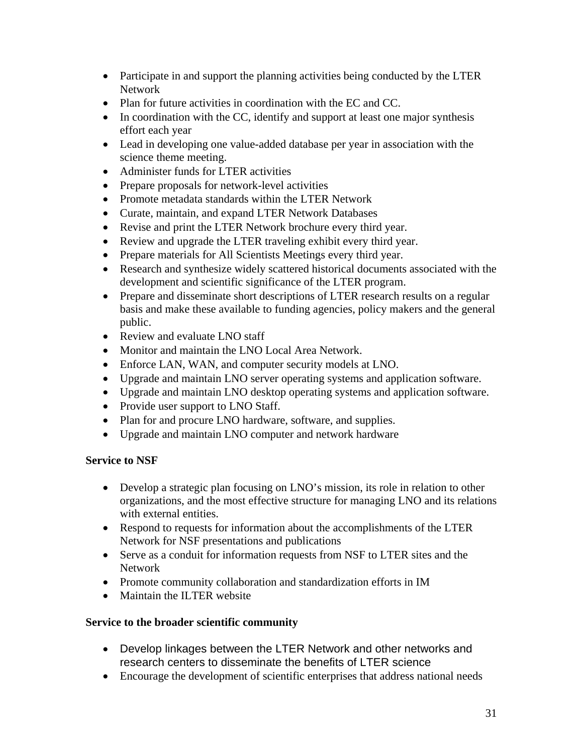- Participate in and support the planning activities being conducted by the LTER Network
- Plan for future activities in coordination with the EC and CC.
- In coordination with the CC, identify and support at least one major synthesis effort each year
- Lead in developing one value-added database per year in association with the science theme meeting.
- Administer funds for LTER activities
- Prepare proposals for network-level activities
- Promote metadata standards within the LTER Network
- Curate, maintain, and expand LTER Network Databases
- Revise and print the LTER Network brochure every third year.
- Review and upgrade the LTER traveling exhibit every third year.
- Prepare materials for All Scientists Meetings every third year.
- Research and synthesize widely scattered historical documents associated with the development and scientific significance of the LTER program.
- Prepare and disseminate short descriptions of LTER research results on a regular basis and make these available to funding agencies, policy makers and the general public.
- Review and evaluate LNO staff
- Monitor and maintain the LNO Local Area Network.
- Enforce LAN, WAN, and computer security models at LNO.
- Upgrade and maintain LNO server operating systems and application software.
- Upgrade and maintain LNO desktop operating systems and application software.
- Provide user support to LNO Staff.
- Plan for and procure LNO hardware, software, and supplies.
- Upgrade and maintain LNO computer and network hardware

**Service to NSF**

- Develop a strategic plan focusing on LNO's mission, its role in relation to other organizations, and the most effective structure for managing LNO and its relations with external entities.
- Respond to requests for information about the accomplishments of the LTER Network for NSF presentations and publications
- Serve as a conduit for information requests from NSF to LTER sites and the Network
- Promote community collaboration and standardization efforts in IM
- Maintain the ILTER website

**Service to the broader scientific community**

- Develop linkages between the LTER Network and other networks and research centers to disseminate the benefits of LTER science
- Encourage the development of scientific enterprises that address national needs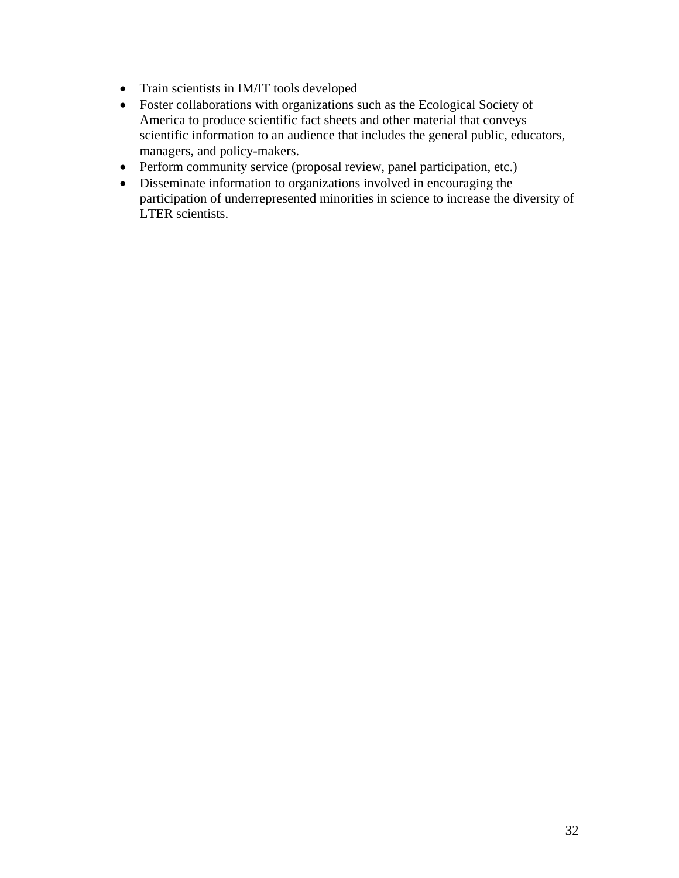- Train scientists in IM/IT tools developed
- Foster collaborations with organizations such as the Ecological Society of America to produce scientific fact sheets and other material that conveys scientific information to an audience that includes the general public, educators, managers, and policy-makers.
- Perform community service (proposal review, panel participation, etc.)
- Disseminate information to organizations involved in encouraging the participation of underrepresented minorities in science to increase the diversity of LTER scientists.